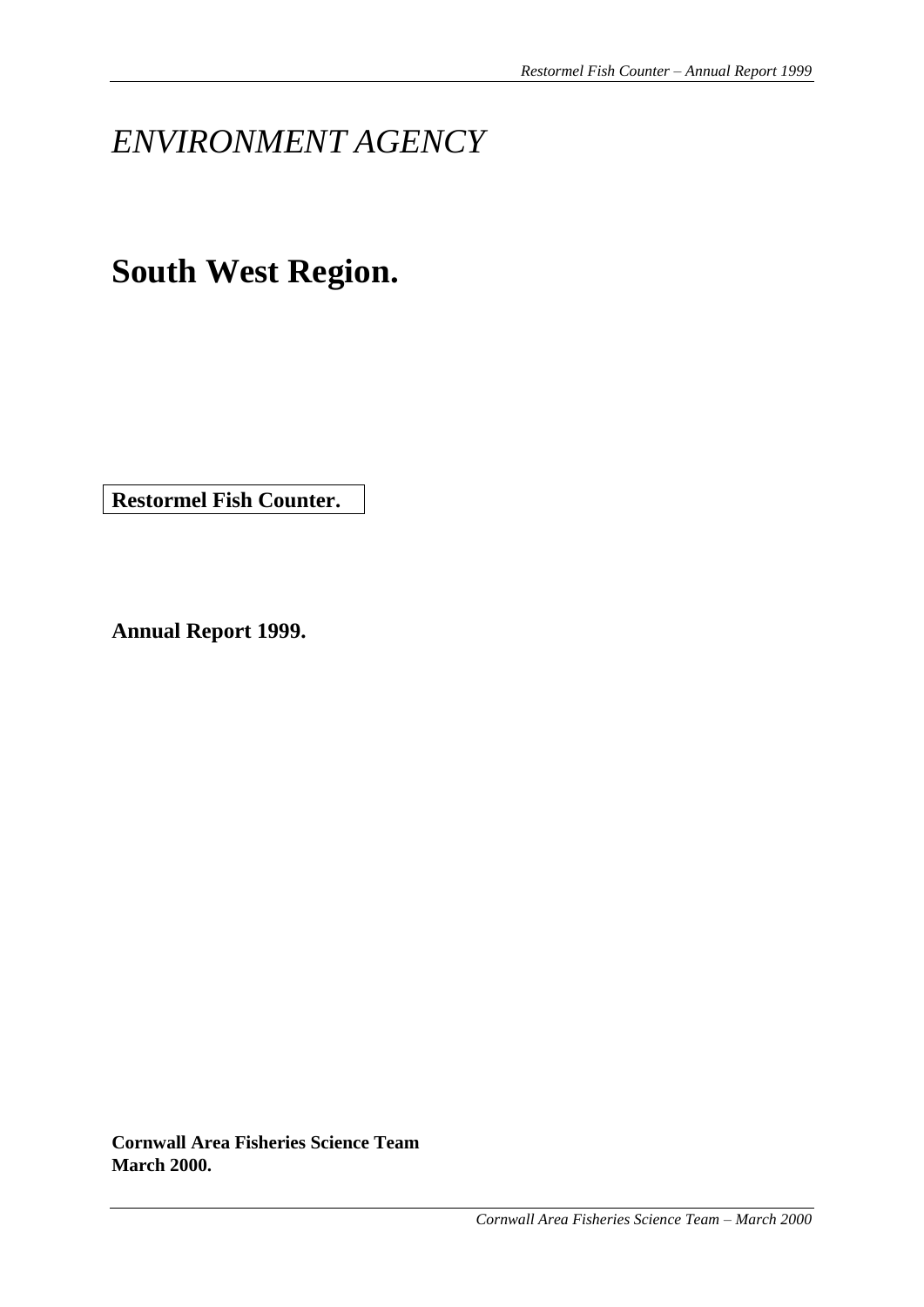# *ENVIRONMENT AGENCY*

# **South West Region.**

**Restormel Fish Counter.**

**Annual Report 1999.**

**Cornwall Area Fisheries Science Team**
**March 2000.**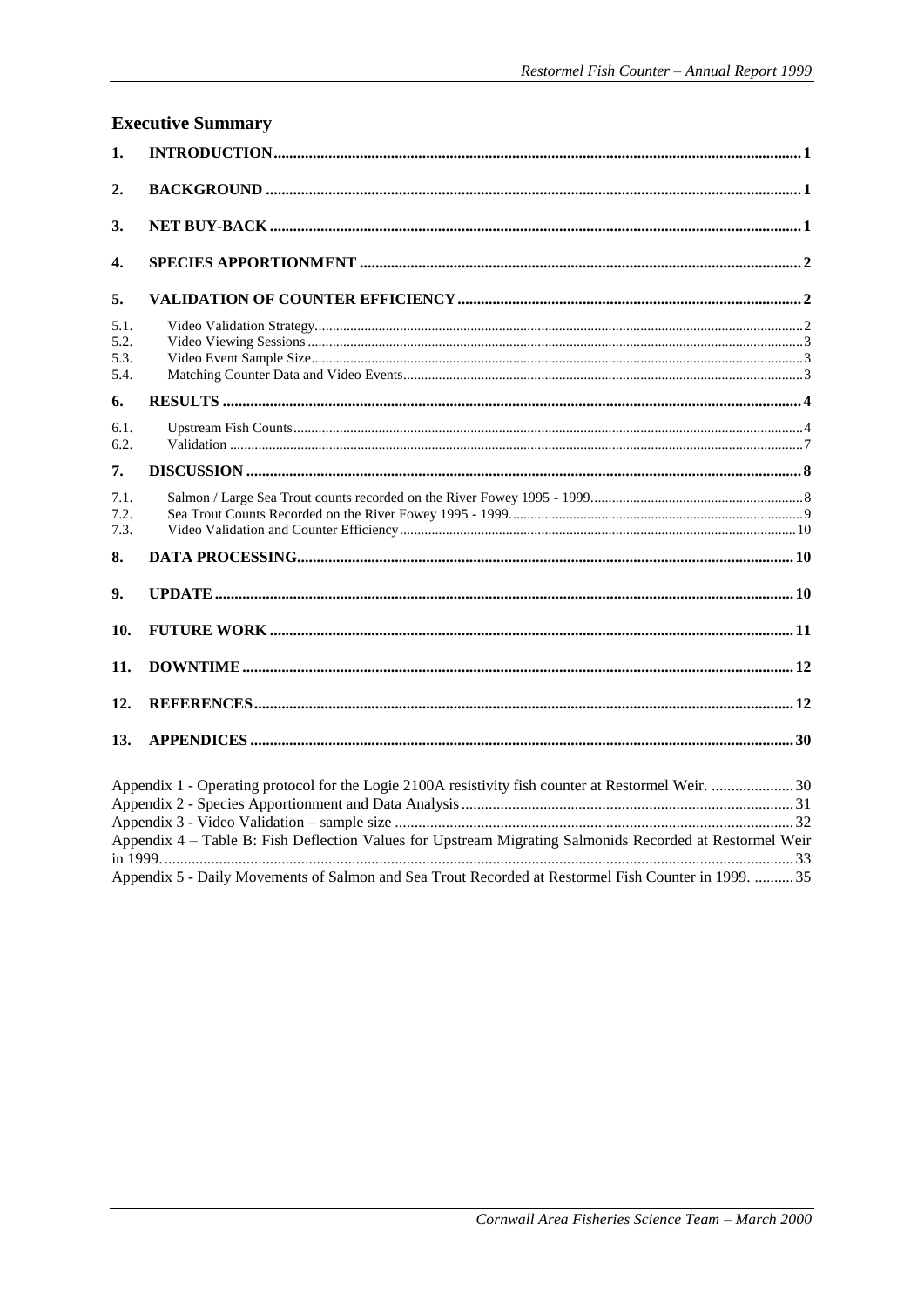## Executive Summary

1. INTRODUCTION ..... 1
2. BACKGROUND ..... 1
3. NET BUY-BACK ..... 1
4. SPECIES APPORTIONMENT ..... 2
5. VALIDATION OF COUNTER EFFICIENCY ..... 2
   - 5.1. Video Validation Strategy ..... 2
   - 5.2. Video Viewing Sessions ..... 3
   - 5.3. Video Event Sample Size ..... 3
   - 5.4. Matching Counter Data and Video Events ..... 3
6. RESULTS ..... 4
   - 6.1. Upstream Fish Counts ..... 4
   - 6.2. Validation ..... 7
7. DISCUSSION ..... 8
   - 7.1. Salmon / Large Sea Trout counts recorded on the River Fowey 1995 - 1999 ..... 8
   - 7.2. Sea Trout Counts Recorded on the River Fowey 1995 - 1999 ..... 9
   - 7.3. Video Validation and Counter Efficiency ..... 10
8. DATA PROCESSING ..... 10
9. UPDATE ..... 10
10. FUTURE WORK ..... 11
11. DOWNTIME ..... 12
12. REFERENCES ..... 12
13. APPENDICES ..... 30

Appendix 1 - Operating protocol for the Logie 2100A resistivity fish counter at Restormel Weir. ..... 30
Appendix 2 - Species Apportionment and Data Analysis ..... 31
Appendix 3 - Video Validation – sample size ..... 32
Appendix 4 – Table B: Fish Deflection Values for Upstream Migrating Salmonids Recorded at Restormel Weir in 1999. ..... 33
Appendix 5 - Daily Movements of Salmon and Sea Trout Recorded at Restormel Fish Counter in 1999. ..... 35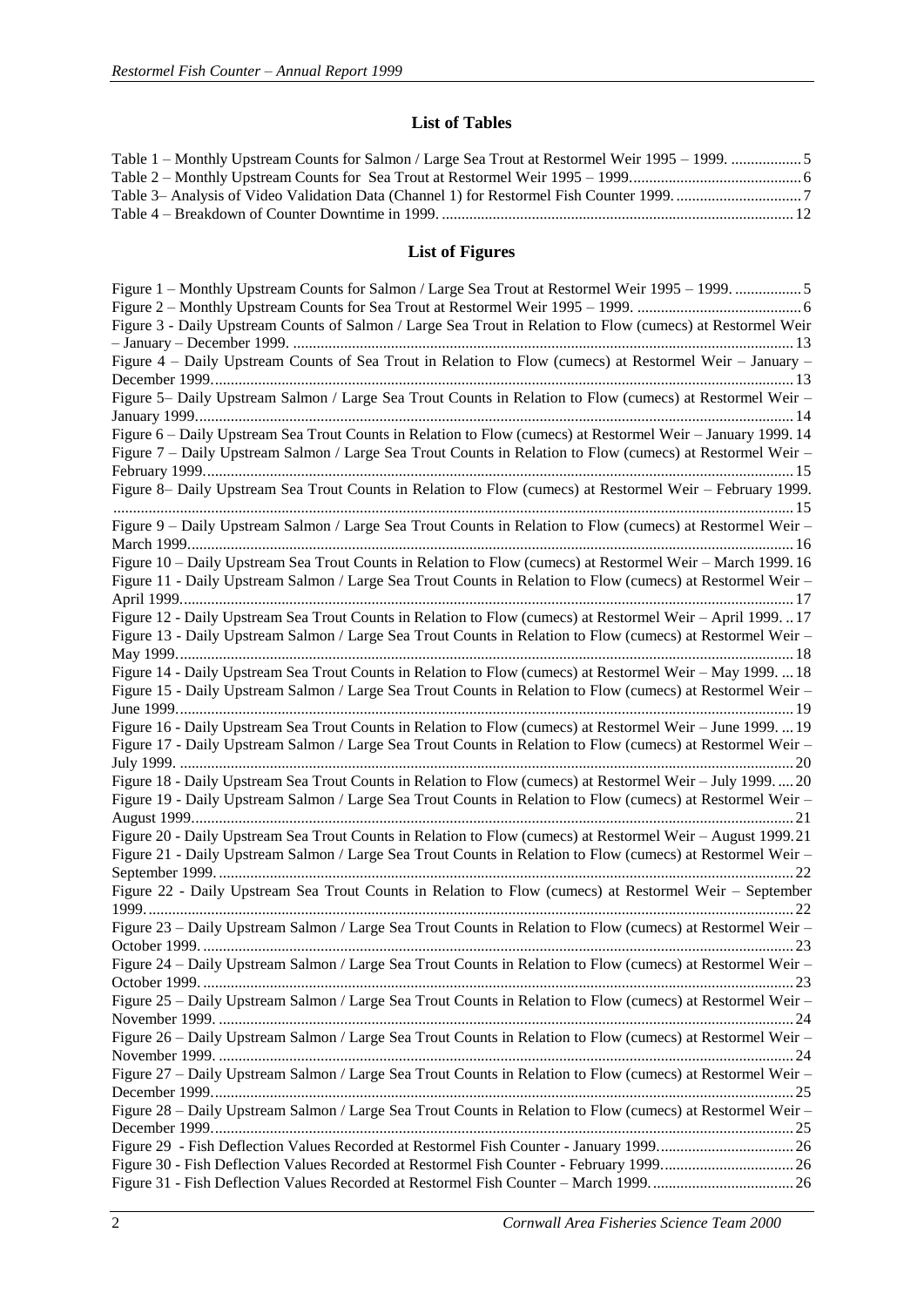## List of Tables

Table 1 – Monthly Upstream Counts for Salmon / Large Sea Trout at Restormel Weir 1995 – 1999. .................. 5
Table 2 – Monthly Upstream Counts for Sea Trout at Restormel Weir 1995 – 1999. ........................................... 6
Table 3– Analysis of Video Validation Data (Channel 1) for Restormel Fish Counter 1999. ................................ 7
Table 4 – Breakdown of Counter Downtime in 1999. ......................................................................................... 12

## List of Figures

Figure 1 – Monthly Upstream Counts for Salmon / Large Sea Trout at Restormel Weir 1995 – 1999. ................. 5
Figure 2 – Monthly Upstream Counts for Sea Trout at Restormel Weir 1995 – 1999. .......................................... 6
Figure 3 - Daily Upstream Counts of Salmon / Large Sea Trout in Relation to Flow (cumecs) at Restormel Weir – January – December 1999. ............................................................................................................... 13
Figure 4 – Daily Upstream Counts of Sea Trout in Relation to Flow (cumecs) at Restormel Weir – January – December 1999. .................................................................................................................................... 13
Figure 5– Daily Upstream Salmon / Large Sea Trout Counts in Relation to Flow (cumecs) at Restormel Weir – January 1999. ........................................................................................................................................ 14
Figure 6 – Daily Upstream Sea Trout Counts in Relation to Flow (cumecs) at Restormel Weir – January 1999. 14
Figure 7 – Daily Upstream Salmon / Large Sea Trout Counts in Relation to Flow (cumecs) at Restormel Weir – February 1999. ...................................................................................................................................... 15
Figure 8– Daily Upstream Sea Trout Counts in Relation to Flow (cumecs) at Restormel Weir – February 1999. ............................................................................................................................................................. 15
Figure 9 – Daily Upstream Salmon / Large Sea Trout Counts in Relation to Flow (cumecs) at Restormel Weir – March 1999. .......................................................................................................................................... 16
Figure 10 – Daily Upstream Sea Trout Counts in Relation to Flow (cumecs) at Restormel Weir – March 1999. 16
Figure 11 - Daily Upstream Salmon / Large Sea Trout Counts in Relation to Flow (cumecs) at Restormel Weir – April 1999. ............................................................................................................................................ 17
Figure 12 - Daily Upstream Sea Trout Counts in Relation to Flow (cumecs) at Restormel Weir – April 1999. .. 17
Figure 13 - Daily Upstream Salmon / Large Sea Trout Counts in Relation to Flow (cumecs) at Restormel Weir – May 1999. ............................................................................................................................................. 18
Figure 14 - Daily Upstream Sea Trout Counts in Relation to Flow (cumecs) at Restormel Weir – May 1999. ... 18
Figure 15 - Daily Upstream Salmon / Large Sea Trout Counts in Relation to Flow (cumecs) at Restormel Weir – June 1999. ............................................................................................................................................ 19
Figure 16 - Daily Upstream Sea Trout Counts in Relation to Flow (cumecs) at Restormel Weir – June 1999. ... 19
Figure 17 - Daily Upstream Salmon / Large Sea Trout Counts in Relation to Flow (cumecs) at Restormel Weir – July 1999. ............................................................................................................................................. 20
Figure 18 - Daily Upstream Sea Trout Counts in Relation to Flow (cumecs) at Restormel Weir – July 1999. ..... 20
Figure 19 - Daily Upstream Salmon / Large Sea Trout Counts in Relation to Flow (cumecs) at Restormel Weir – August 1999. ......................................................................................................................................... 21
Figure 20 - Daily Upstream Sea Trout Counts in Relation to Flow (cumecs) at Restormel Weir – August 1999. 21
Figure 21 - Daily Upstream Salmon / Large Sea Trout Counts in Relation to Flow (cumecs) at Restormel Weir – September 1999. .................................................................................................................................. 22
Figure 22 - Daily Upstream Sea Trout Counts in Relation to Flow (cumecs) at Restormel Weir – September 1999. ..................................................................................................................................................... 22
Figure 23 – Daily Upstream Salmon / Large Sea Trout Counts in Relation to Flow (cumecs) at Restormel Weir – October 1999. ....................................................................................................................................... 23
Figure 24 – Daily Upstream Salmon / Large Sea Trout Counts in Relation to Flow (cumecs) at Restormel Weir – October 1999. ....................................................................................................................................... 23
Figure 25 – Daily Upstream Salmon / Large Sea Trout Counts in Relation to Flow (cumecs) at Restormel Weir – November 1999. ................................................................................................................................... 24
Figure 26 – Daily Upstream Salmon / Large Sea Trout Counts in Relation to Flow (cumecs) at Restormel Weir – November 1999. ................................................................................................................................... 24
Figure 27 – Daily Upstream Salmon / Large Sea Trout Counts in Relation to Flow (cumecs) at Restormel Weir – December 1999. .................................................................................................................................... 25
Figure 28 – Daily Upstream Salmon / Large Sea Trout Counts in Relation to Flow (cumecs) at Restormel Weir – December 1999. .................................................................................................................................... 25
Figure 29 - Fish Deflection Values Recorded at Restormel Fish Counter - January 1999. .................................. 26
Figure 30 - Fish Deflection Values Recorded at Restormel Fish Counter - February 1999. ................................. 26
Figure 31 - Fish Deflection Values Recorded at Restormel Fish Counter – March 1999. .................................... 26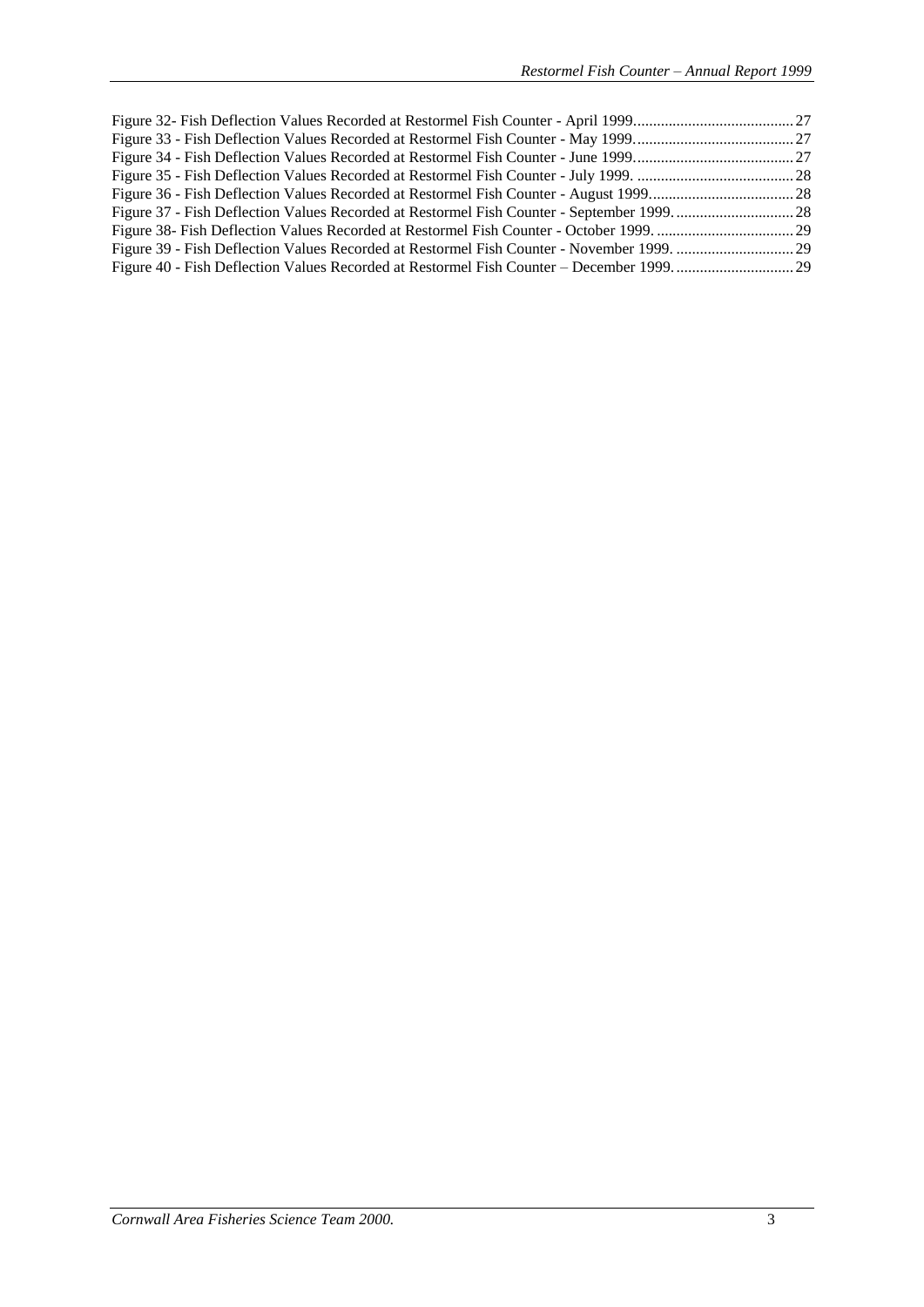Figure 32- Fish Deflection Values Recorded at Restormel Fish Counter - April 1999......................................27
Figure 33 - Fish Deflection Values Recorded at Restormel Fish Counter - May 1999.......................................27
Figure 34 - Fish Deflection Values Recorded at Restormel Fish Counter - June 1999.......................................27
Figure 35 - Fish Deflection Values Recorded at Restormel Fish Counter - July 1999. .......................................28
Figure 36 - Fish Deflection Values Recorded at Restormel Fish Counter - August 1999....................................28
Figure 37 - Fish Deflection Values Recorded at Restormel Fish Counter - September 1999. .............................28
Figure 38- Fish Deflection Values Recorded at Restormel Fish Counter - October 1999. ..................................29
Figure 39 - Fish Deflection Values Recorded at Restormel Fish Counter - November 1999. .............................29
Figure 40 - Fish Deflection Values Recorded at Restormel Fish Counter – December 1999. .............................29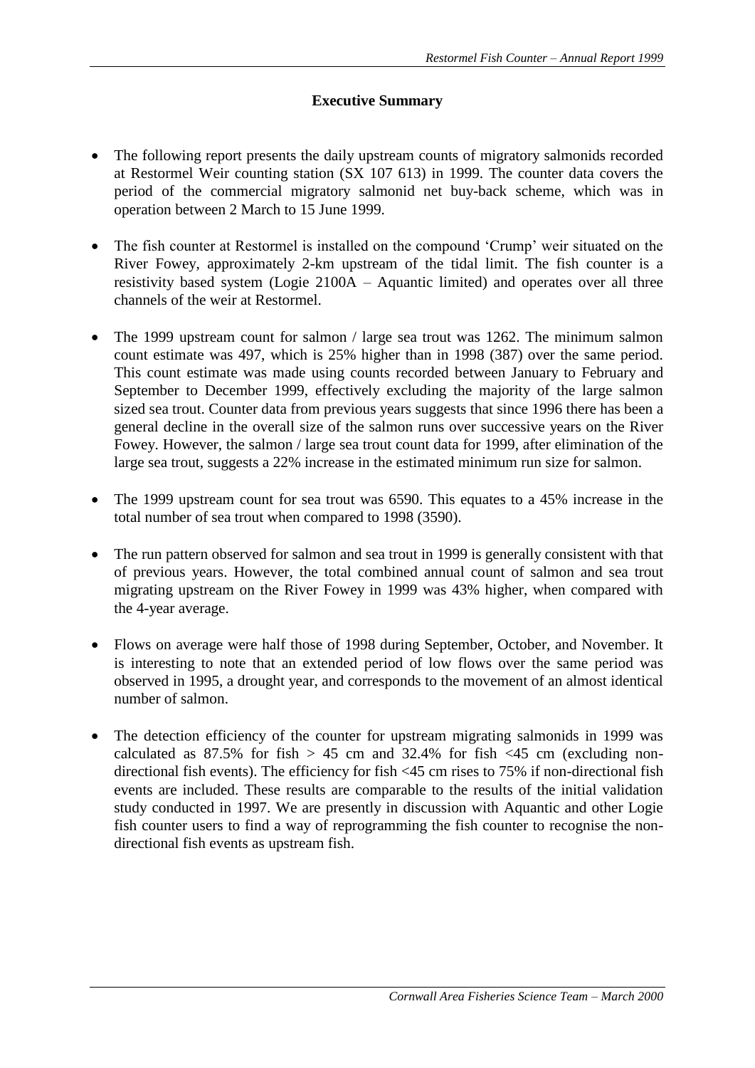## Executive Summary

- The following report presents the daily upstream counts of migratory salmonids recorded at Restormel Weir counting station (SX 107 613) in 1999. The counter data covers the period of the commercial migratory salmonid net buy-back scheme, which was in operation between 2 March to 15 June 1999.
- The fish counter at Restormel is installed on the compound 'Crump' weir situated on the River Fowey, approximately 2-km upstream of the tidal limit. The fish counter is a resistivity based system (Logie 2100A – Aquantic limited) and operates over all three channels of the weir at Restormel.
- The 1999 upstream count for salmon / large sea trout was 1262. The minimum salmon count estimate was 497, which is 25% higher than in 1998 (387) over the same period. This count estimate was made using counts recorded between January to February and September to December 1999, effectively excluding the majority of the large salmon sized sea trout. Counter data from previous years suggests that since 1996 there has been a general decline in the overall size of the salmon runs over successive years on the River Fowey. However, the salmon / large sea trout count data for 1999, after elimination of the large sea trout, suggests a 22% increase in the estimated minimum run size for salmon.
- The 1999 upstream count for sea trout was 6590. This equates to a 45% increase in the total number of sea trout when compared to 1998 (3590).
- The run pattern observed for salmon and sea trout in 1999 is generally consistent with that of previous years. However, the total combined annual count of salmon and sea trout migrating upstream on the River Fowey in 1999 was 43% higher, when compared with the 4-year average.
- Flows on average were half those of 1998 during September, October, and November. It is interesting to note that an extended period of low flows over the same period was observed in 1995, a drought year, and corresponds to the movement of an almost identical number of salmon.
- The detection efficiency of the counter for upstream migrating salmonids in 1999 was calculated as 87.5% for fish > 45 cm and 32.4% for fish <45 cm (excluding non-directional fish events). The efficiency for fish <45 cm rises to 75% if non-directional fish events are included. These results are comparable to the results of the initial validation study conducted in 1997. We are presently in discussion with Aquantic and other Logie fish counter users to find a way of reprogramming the fish counter to recognise the non-directional fish events as upstream fish.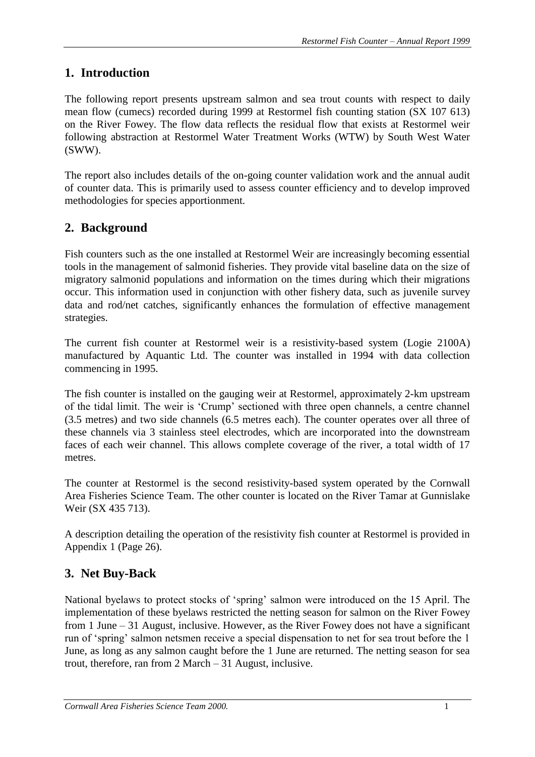## 1. Introduction

The following report presents upstream salmon and sea trout counts with respect to daily mean flow (cumecs) recorded during 1999 at Restormel fish counting station (SX 107 613) on the River Fowey. The flow data reflects the residual flow that exists at Restormel weir following abstraction at Restormel Water Treatment Works (WTW) by South West Water (SWW).

The report also includes details of the on-going counter validation work and the annual audit of counter data. This is primarily used to assess counter efficiency and to develop improved methodologies for species apportionment.

## 2. Background

Fish counters such as the one installed at Restormel Weir are increasingly becoming essential tools in the management of salmonid fisheries. They provide vital baseline data on the size of migratory salmonid populations and information on the times during which their migrations occur. This information used in conjunction with other fishery data, such as juvenile survey data and rod/net catches, significantly enhances the formulation of effective management strategies.

The current fish counter at Restormel weir is a resistivity-based system (Logie 2100A) manufactured by Aquantic Ltd. The counter was installed in 1994 with data collection commencing in 1995.

The fish counter is installed on the gauging weir at Restormel, approximately 2-km upstream of the tidal limit. The weir is 'Crump' sectioned with three open channels, a centre channel (3.5 metres) and two side channels (6.5 metres each). The counter operates over all three of these channels via 3 stainless steel electrodes, which are incorporated into the downstream faces of each weir channel. This allows complete coverage of the river, a total width of 17 metres.

The counter at Restormel is the second resistivity-based system operated by the Cornwall Area Fisheries Science Team. The other counter is located on the River Tamar at Gunnislake Weir (SX 435 713).

A description detailing the operation of the resistivity fish counter at Restormel is provided in Appendix 1 (Page 26).

## 3. Net Buy-Back

National byelaws to protect stocks of 'spring' salmon were introduced on the 15 April. The implementation of these byelaws restricted the netting season for salmon on the River Fowey from 1 June – 31 August, inclusive. However, as the River Fowey does not have a significant run of 'spring' salmon netsmen receive a special dispensation to net for sea trout before the 1 June, as long as any salmon caught before the 1 June are returned. The netting season for sea trout, therefore, ran from 2 March – 31 August, inclusive.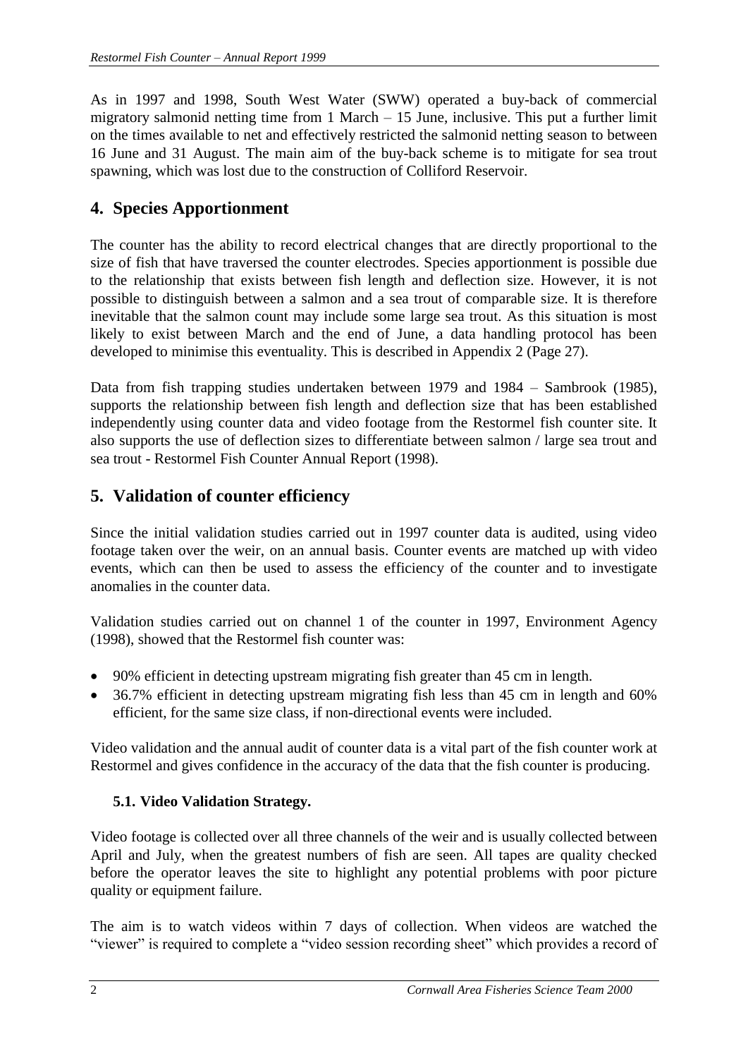As in 1997 and 1998, South West Water (SWW) operated a buy-back of commercial migratory salmonid netting time from 1 March – 15 June, inclusive. This put a further limit on the times available to net and effectively restricted the salmonid netting season to between 16 June and 31 August. The main aim of the buy-back scheme is to mitigate for sea trout spawning, which was lost due to the construction of Colliford Reservoir.

## 4. Species Apportionment

The counter has the ability to record electrical changes that are directly proportional to the size of fish that have traversed the counter electrodes. Species apportionment is possible due to the relationship that exists between fish length and deflection size. However, it is not possible to distinguish between a salmon and a sea trout of comparable size. It is therefore inevitable that the salmon count may include some large sea trout. As this situation is most likely to exist between March and the end of June, a data handling protocol has been developed to minimise this eventuality. This is described in Appendix 2 (Page 27).

Data from fish trapping studies undertaken between 1979 and 1984 – Sambrook (1985), supports the relationship between fish length and deflection size that has been established independently using counter data and video footage from the Restormel fish counter site. It also supports the use of deflection sizes to differentiate between salmon / large sea trout and sea trout - Restormel Fish Counter Annual Report (1998).

## 5. Validation of counter efficiency

Since the initial validation studies carried out in 1997 counter data is audited, using video footage taken over the weir, on an annual basis. Counter events are matched up with video events, which can then be used to assess the efficiency of the counter and to investigate anomalies in the counter data.

Validation studies carried out on channel 1 of the counter in 1997, Environment Agency (1998), showed that the Restormel fish counter was:

- 90% efficient in detecting upstream migrating fish greater than 45 cm in length.
- 36.7% efficient in detecting upstream migrating fish less than 45 cm in length and 60% efficient, for the same size class, if non-directional events were included.

Video validation and the annual audit of counter data is a vital part of the fish counter work at Restormel and gives confidence in the accuracy of the data that the fish counter is producing.

### 5.1. Video Validation Strategy.

Video footage is collected over all three channels of the weir and is usually collected between April and July, when the greatest numbers of fish are seen. All tapes are quality checked before the operator leaves the site to highlight any potential problems with poor picture quality or equipment failure.

The aim is to watch videos within 7 days of collection. When videos are watched the "viewer" is required to complete a "video session recording sheet" which provides a record of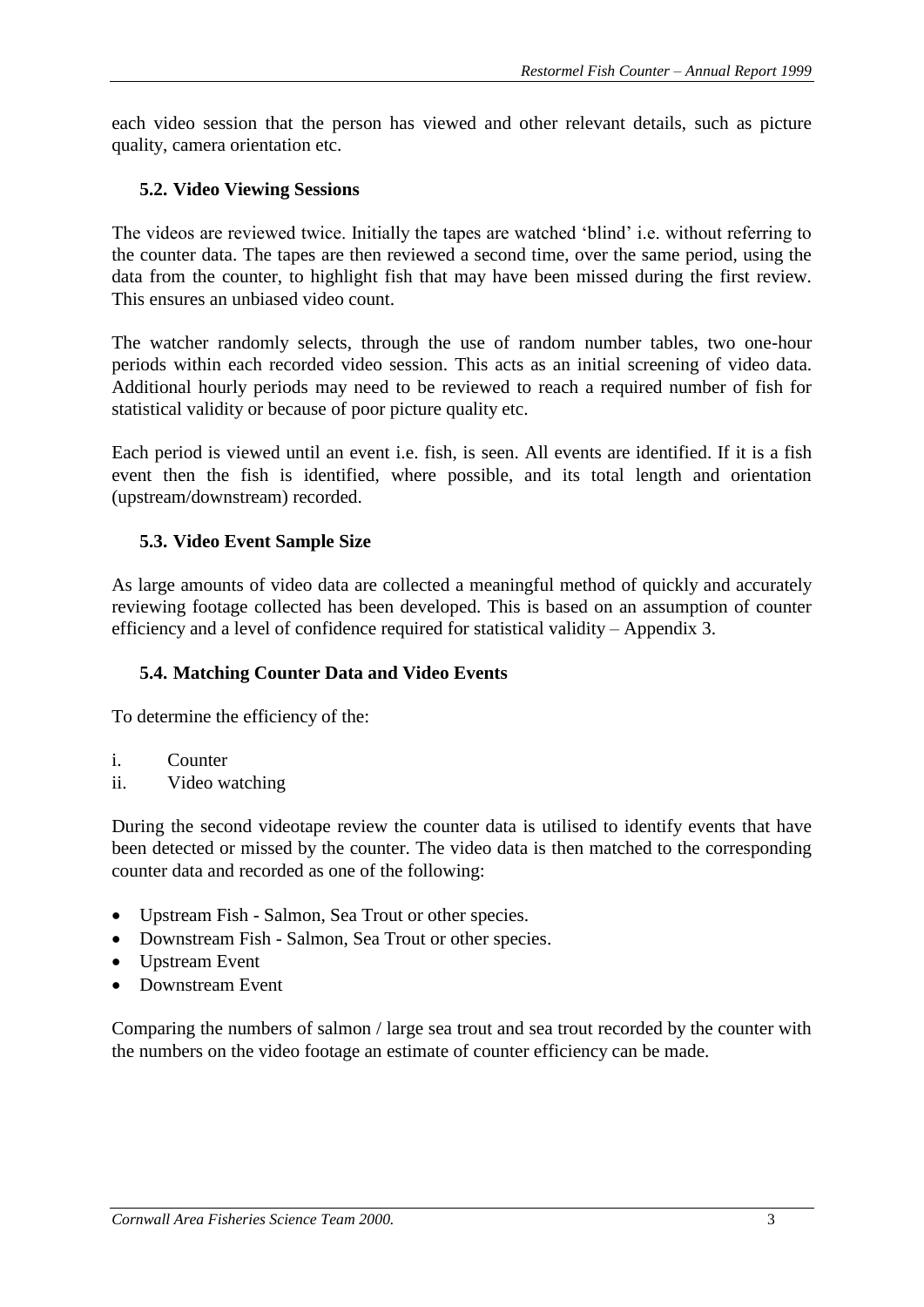each video session that the person has viewed and other relevant details, such as picture quality, camera orientation etc.

### 5.2. Video Viewing Sessions

The videos are reviewed twice. Initially the tapes are watched 'blind' i.e. without referring to the counter data. The tapes are then reviewed a second time, over the same period, using the data from the counter, to highlight fish that may have been missed during the first review. This ensures an unbiased video count.

The watcher randomly selects, through the use of random number tables, two one-hour periods within each recorded video session. This acts as an initial screening of video data. Additional hourly periods may need to be reviewed to reach a required number of fish for statistical validity or because of poor picture quality etc.

Each period is viewed until an event i.e. fish, is seen. All events are identified. If it is a fish event then the fish is identified, where possible, and its total length and orientation (upstream/downstream) recorded.

### 5.3. Video Event Sample Size

As large amounts of video data are collected a meaningful method of quickly and accurately reviewing footage collected has been developed. This is based on an assumption of counter efficiency and a level of confidence required for statistical validity – Appendix 3.

### 5.4. Matching Counter Data and Video Events

To determine the efficiency of the:

i. Counter
ii. Video watching

During the second videotape review the counter data is utilised to identify events that have been detected or missed by the counter. The video data is then matched to the corresponding counter data and recorded as one of the following:

- Upstream Fish - Salmon, Sea Trout or other species.
- Downstream Fish - Salmon, Sea Trout or other species.
- Upstream Event
- Downstream Event

Comparing the numbers of salmon / large sea trout and sea trout recorded by the counter with the numbers on the video footage an estimate of counter efficiency can be made.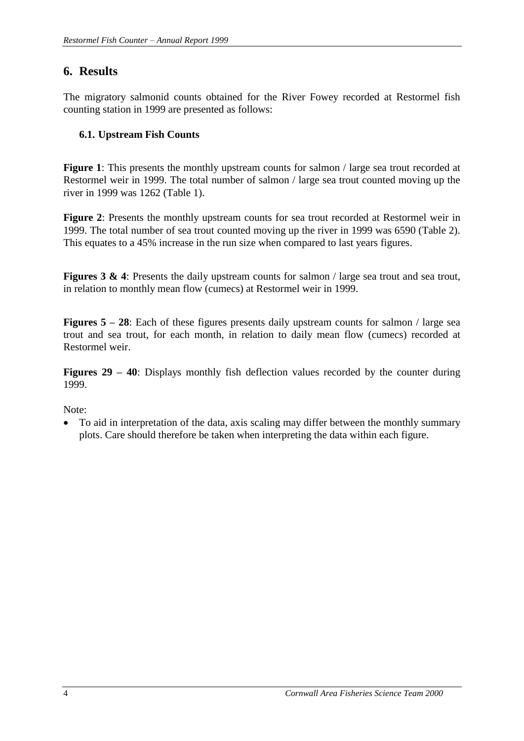## 6. Results

The migratory salmonid counts obtained for the River Fowey recorded at Restormel fish counting station in 1999 are presented as follows:

### 6.1. Upstream Fish Counts

**Figure 1**: This presents the monthly upstream counts for salmon / large sea trout recorded at Restormel weir in 1999. The total number of salmon / large sea trout counted moving up the river in 1999 was 1262 (Table 1).

**Figure 2**: Presents the monthly upstream counts for sea trout recorded at Restormel weir in 1999. The total number of sea trout counted moving up the river in 1999 was 6590 (Table 2). This equates to a 45% increase in the run size when compared to last years figures.

**Figures 3 & 4**: Presents the daily upstream counts for salmon / large sea trout and sea trout, in relation to monthly mean flow (cumecs) at Restormel weir in 1999.

**Figures 5 – 28**: Each of these figures presents daily upstream counts for salmon / large sea trout and sea trout, for each month, in relation to daily mean flow (cumecs) recorded at Restormel weir.

**Figures 29 – 40**: Displays monthly fish deflection values recorded by the counter during 1999.

Note:

- To aid in interpretation of the data, axis scaling may differ between the monthly summary plots. Care should therefore be taken when interpreting the data within each figure.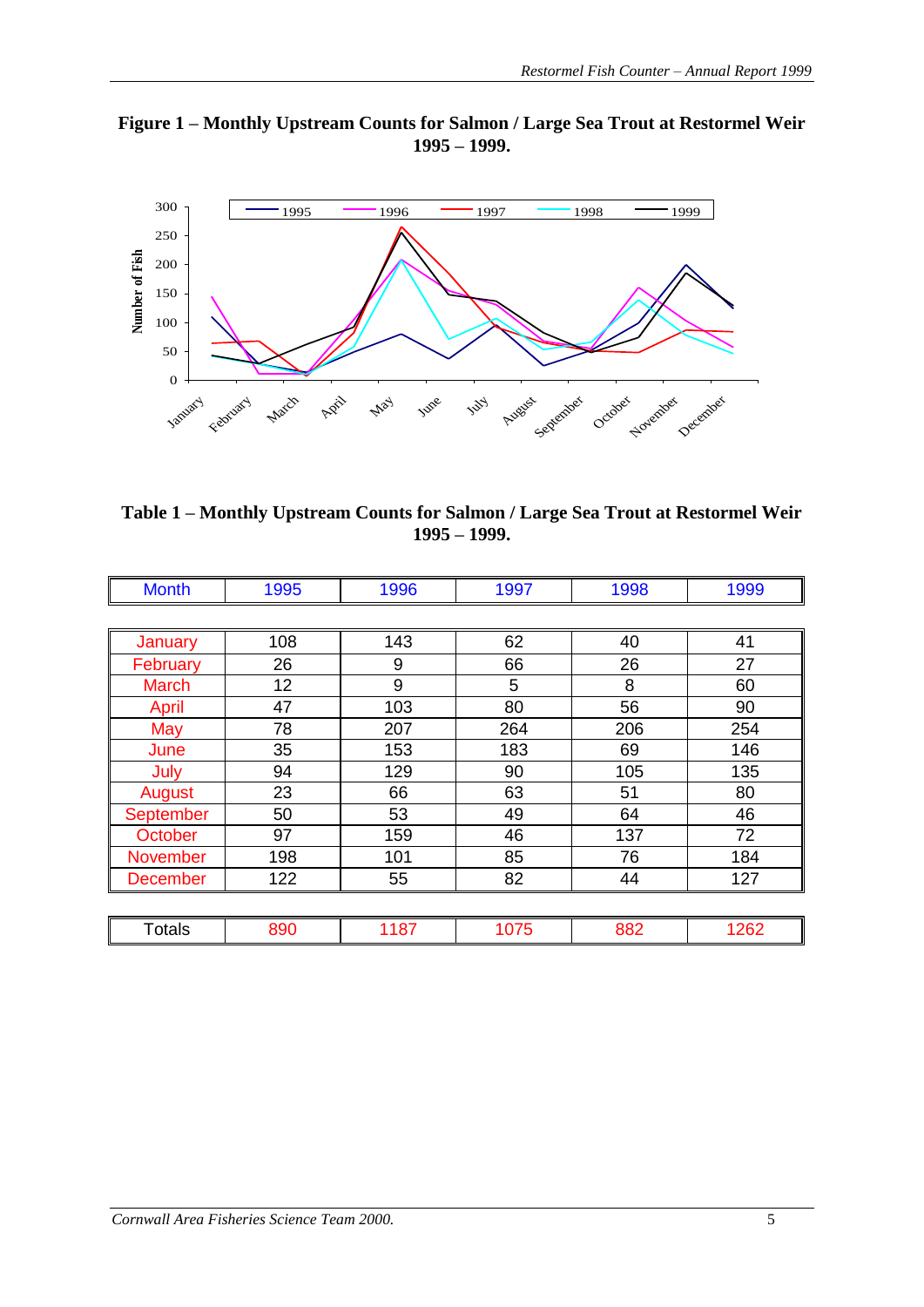**Figure 1 – Monthly Upstream Counts for Salmon / Large Sea Trout at Restormel Weir 1995 – 1999.**

**Table 1 – Monthly Upstream Counts for Salmon / Large Sea Trout at Restormel Weir 1995 – 1999.**

| Month | 1995 | 1996 | 1997 | 1998 | 1999 |
|---|---|---|---|---|---|
| January | 108 | 143 | 62 | 40 | 41 |
| February | 26 | 9 | 66 | 26 | 27 |
| March | 12 | 9 | 5 | 8 | 60 |
| April | 47 | 103 | 80 | 56 | 90 |
| May | 78 | 207 | 264 | 206 | 254 |
| June | 35 | 153 | 183 | 69 | 146 |
| July | 94 | 129 | 90 | 105 | 135 |
| August | 23 | 66 | 63 | 51 | 80 |
| September | 50 | 53 | 49 | 64 | 46 |
| October | 97 | 159 | 46 | 137 | 72 |
| November | 198 | 101 | 85 | 76 | 184 |
| December | 122 | 55 | 82 | 44 | 127 |
| Totals | 890 | 1187 | 1075 | 882 | 1262 |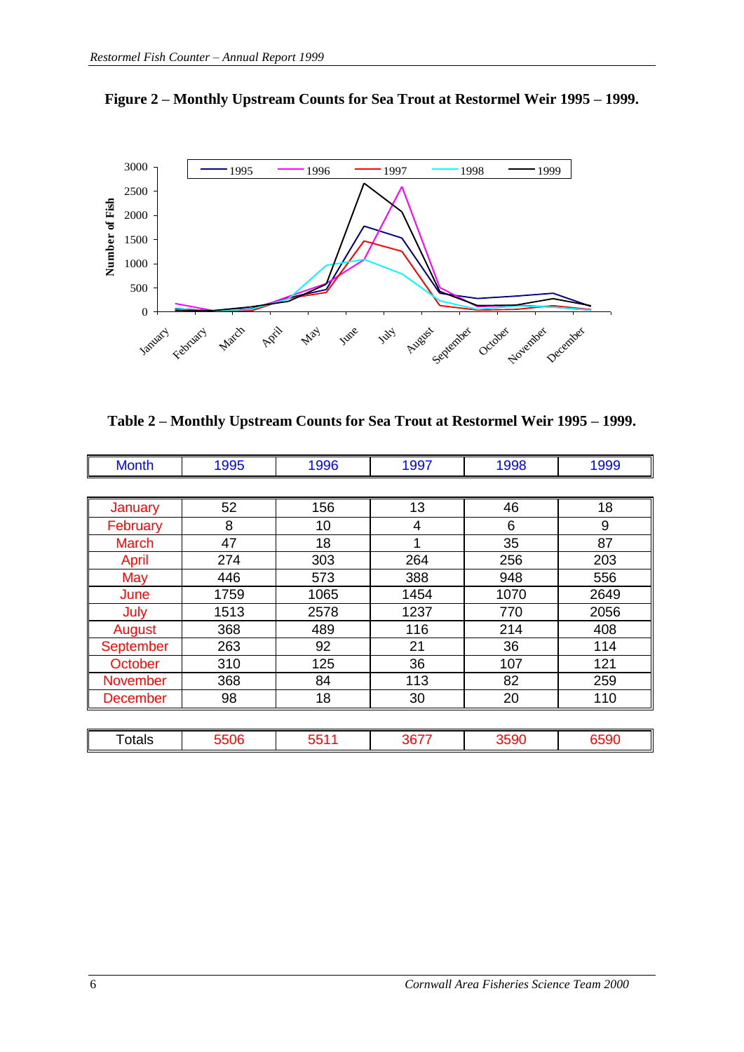**Figure 2 – Monthly Upstream Counts for Sea Trout at Restormel Weir 1995 – 1999.**

**Table 2 – Monthly Upstream Counts for Sea Trout at Restormel Weir 1995 – 1999.**

| Month | 1995 | 1996 | 1997 | 1998 | 1999 |
|---|---|---|---|---|---|
| January | 52 | 156 | 13 | 46 | 18 |
| February | 8 | 10 | 4 | 6 | 9 |
| March | 47 | 18 | 1 | 35 | 87 |
| April | 274 | 303 | 264 | 256 | 203 |
| May | 446 | 573 | 388 | 948 | 556 |
| June | 1759 | 1065 | 1454 | 1070 | 2649 |
| July | 1513 | 2578 | 1237 | 770 | 2056 |
| August | 368 | 489 | 116 | 214 | 408 |
| September | 263 | 92 | 21 | 36 | 114 |
| October | 310 | 125 | 36 | 107 | 121 |
| November | 368 | 84 | 113 | 82 | 259 |
| December | 98 | 18 | 30 | 20 | 110 |
| Totals | 5506 | 5511 | 3677 | 3590 | 6590 |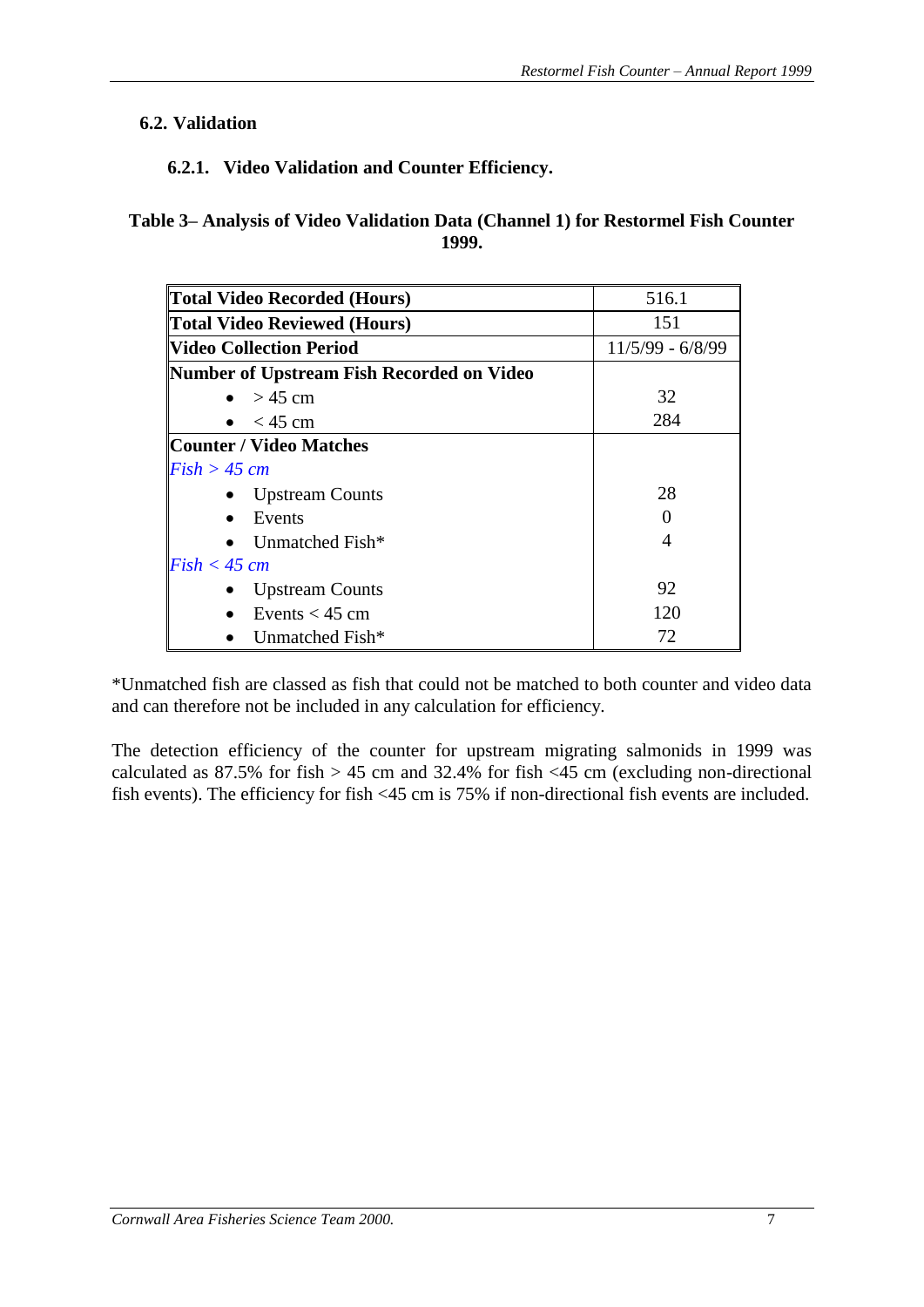## 6.2. Validation

### 6.2.1. Video Validation and Counter Efficiency.

**Table 3– Analysis of Video Validation Data (Channel 1) for Restormel Fish Counter 1999.**

| | |
|---|---|
| **Total Video Recorded (Hours)** | 516.1 |
| **Total Video Reviewed (Hours)** | 151 |
| **Video Collection Period** | 11/5/99 - 6/8/99 |
| **Number of Upstream Fish Recorded on Video** | |
| • > 45 cm | 32 |
| • < 45 cm | 284 |
| **Counter / Video Matches** | |
| *Fish > 45 cm* | |
| • Upstream Counts | 28 |
| • Events | 0 |
| • Unmatched Fish* | 4 |
| *Fish < 45 cm* | |
| • Upstream Counts | 92 |
| • Events < 45 cm | 120 |
| • Unmatched Fish* | 72 |

*Unmatched fish are classed as fish that could not be matched to both counter and video data and can therefore not be included in any calculation for efficiency.

The detection efficiency of the counter for upstream migrating salmonids in 1999 was calculated as 87.5% for fish > 45 cm and 32.4% for fish <45 cm (excluding non-directional fish events). The efficiency for fish <45 cm is 75% if non-directional fish events are included.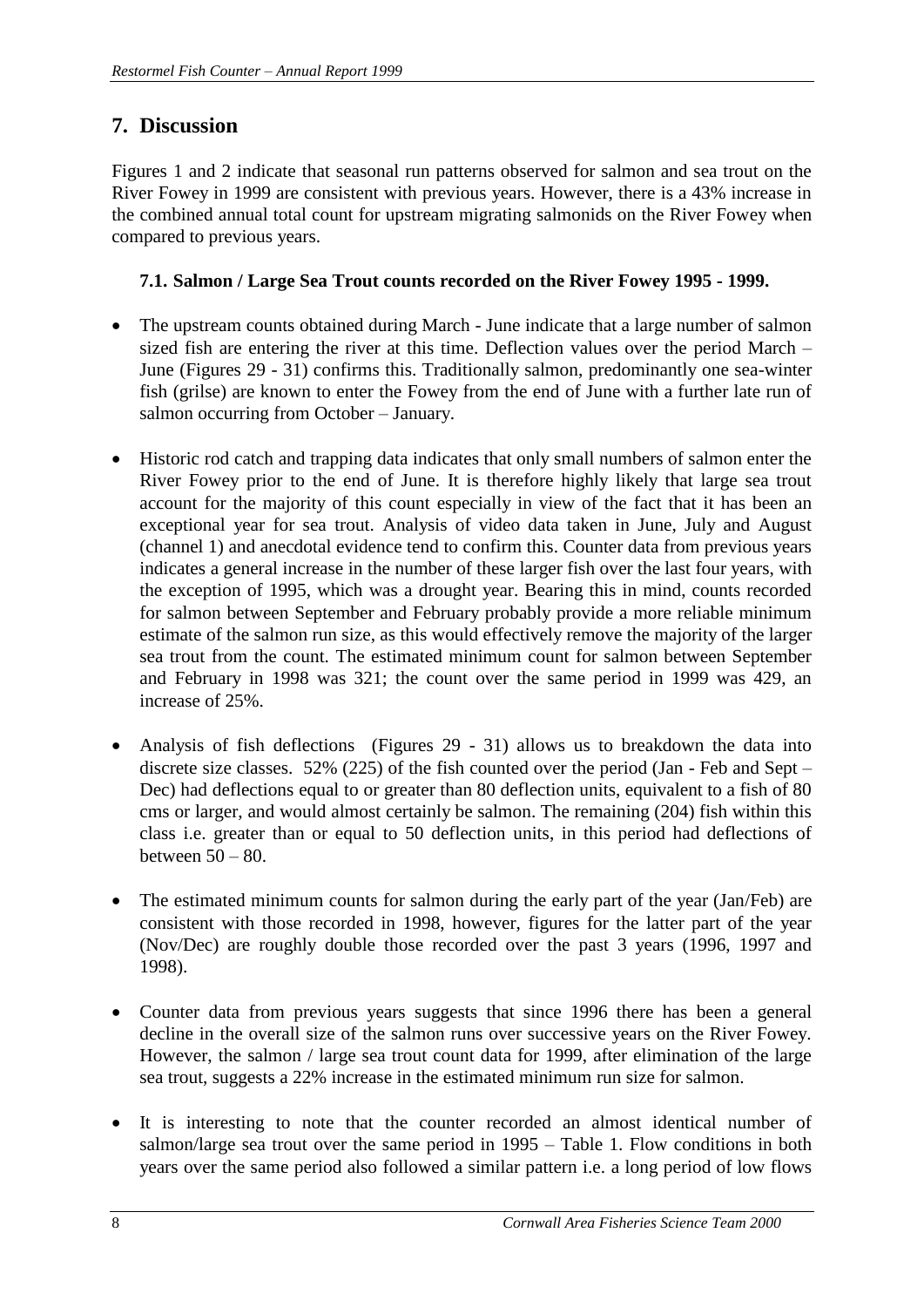## 7. Discussion

Figures 1 and 2 indicate that seasonal run patterns observed for salmon and sea trout on the River Fowey in 1999 are consistent with previous years. However, there is a 43% increase in the combined annual total count for upstream migrating salmonids on the River Fowey when compared to previous years.

### 7.1. Salmon / Large Sea Trout counts recorded on the River Fowey 1995 - 1999.

- The upstream counts obtained during March - June indicate that a large number of salmon sized fish are entering the river at this time. Deflection values over the period March – June (Figures 29 - 31) confirms this. Traditionally salmon, predominantly one sea-winter fish (grilse) are known to enter the Fowey from the end of June with a further late run of salmon occurring from October – January.

- Historic rod catch and trapping data indicates that only small numbers of salmon enter the River Fowey prior to the end of June. It is therefore highly likely that large sea trout account for the majority of this count especially in view of the fact that it has been an exceptional year for sea trout. Analysis of video data taken in June, July and August (channel 1) and anecdotal evidence tend to confirm this. Counter data from previous years indicates a general increase in the number of these larger fish over the last four years, with the exception of 1995, which was a drought year. Bearing this in mind, counts recorded for salmon between September and February probably provide a more reliable minimum estimate of the salmon run size, as this would effectively remove the majority of the larger sea trout from the count. The estimated minimum count for salmon between September and February in 1998 was 321; the count over the same period in 1999 was 429, an increase of 25%.

- Analysis of fish deflections (Figures 29 - 31) allows us to breakdown the data into discrete size classes. 52% (225) of the fish counted over the period (Jan - Feb and Sept – Dec) had deflections equal to or greater than 80 deflection units, equivalent to a fish of 80 cms or larger, and would almost certainly be salmon. The remaining (204) fish within this class i.e. greater than or equal to 50 deflection units, in this period had deflections of between 50 – 80.

- The estimated minimum counts for salmon during the early part of the year (Jan/Feb) are consistent with those recorded in 1998, however, figures for the latter part of the year (Nov/Dec) are roughly double those recorded over the past 3 years (1996, 1997 and 1998).

- Counter data from previous years suggests that since 1996 there has been a general decline in the overall size of the salmon runs over successive years on the River Fowey. However, the salmon / large sea trout count data for 1999, after elimination of the large sea trout, suggests a 22% increase in the estimated minimum run size for salmon.

- It is interesting to note that the counter recorded an almost identical number of salmon/large sea trout over the same period in 1995 – Table 1. Flow conditions in both years over the same period also followed a similar pattern i.e. a long period of low flows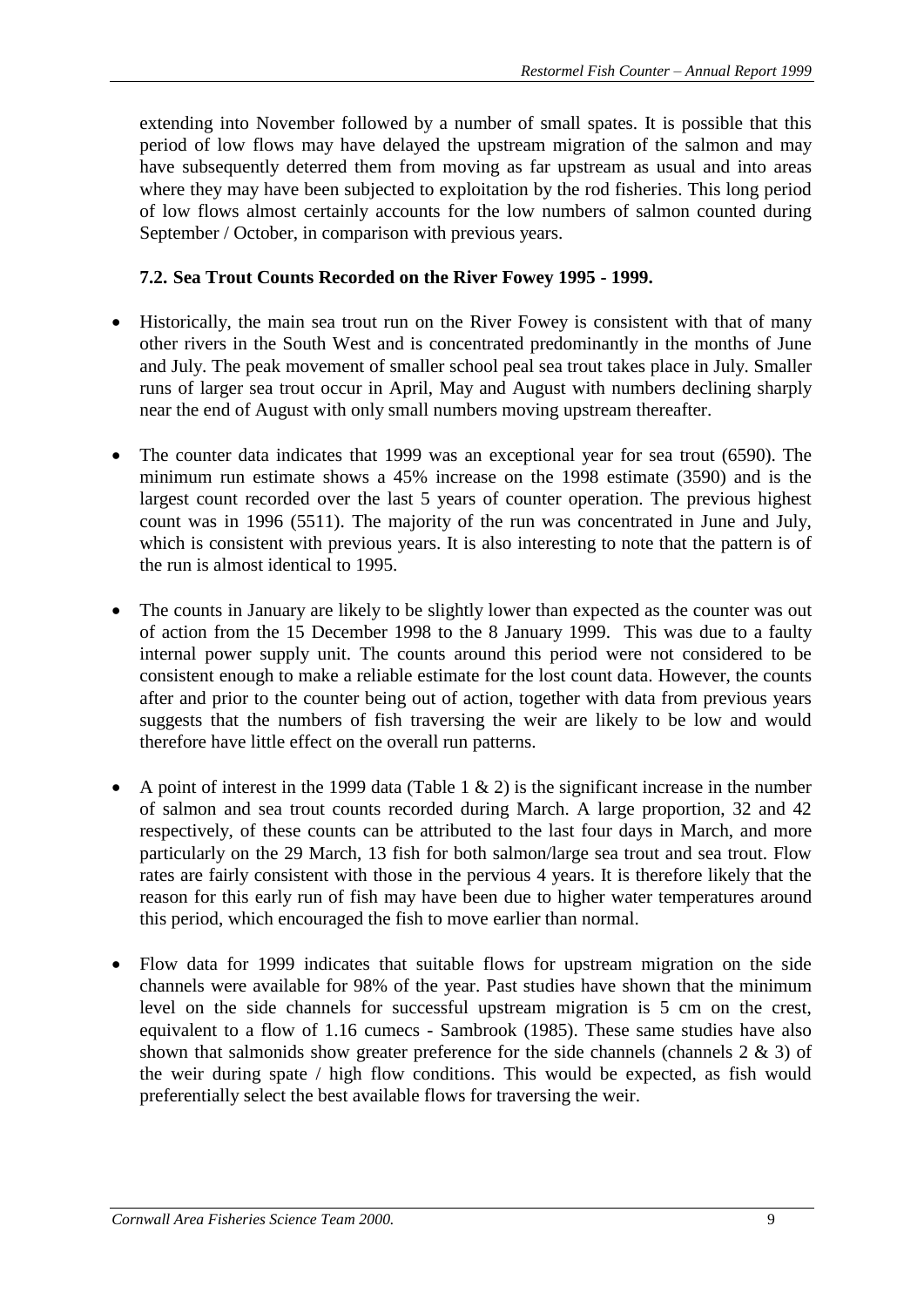extending into November followed by a number of small spates. It is possible that this period of low flows may have delayed the upstream migration of the salmon and may have subsequently deterred them from moving as far upstream as usual and into areas where they may have been subjected to exploitation by the rod fisheries. This long period of low flows almost certainly accounts for the low numbers of salmon counted during September / October, in comparison with previous years.

### 7.2. Sea Trout Counts Recorded on the River Fowey 1995 - 1999.

- Historically, the main sea trout run on the River Fowey is consistent with that of many other rivers in the South West and is concentrated predominantly in the months of June and July. The peak movement of smaller school peal sea trout takes place in July. Smaller runs of larger sea trout occur in April, May and August with numbers declining sharply near the end of August with only small numbers moving upstream thereafter.

- The counter data indicates that 1999 was an exceptional year for sea trout (6590). The minimum run estimate shows a 45% increase on the 1998 estimate (3590) and is the largest count recorded over the last 5 years of counter operation. The previous highest count was in 1996 (5511). The majority of the run was concentrated in June and July, which is consistent with previous years. It is also interesting to note that the pattern is of the run is almost identical to 1995.

- The counts in January are likely to be slightly lower than expected as the counter was out of action from the 15 December 1998 to the 8 January 1999. This was due to a faulty internal power supply unit. The counts around this period were not considered to be consistent enough to make a reliable estimate for the lost count data. However, the counts after and prior to the counter being out of action, together with data from previous years suggests that the numbers of fish traversing the weir are likely to be low and would therefore have little effect on the overall run patterns.

- A point of interest in the 1999 data (Table 1 & 2) is the significant increase in the number of salmon and sea trout counts recorded during March. A large proportion, 32 and 42 respectively, of these counts can be attributed to the last four days in March, and more particularly on the 29 March, 13 fish for both salmon/large sea trout and sea trout. Flow rates are fairly consistent with those in the pervious 4 years. It is therefore likely that the reason for this early run of fish may have been due to higher water temperatures around this period, which encouraged the fish to move earlier than normal.

- Flow data for 1999 indicates that suitable flows for upstream migration on the side channels were available for 98% of the year. Past studies have shown that the minimum level on the side channels for successful upstream migration is 5 cm on the crest, equivalent to a flow of 1.16 cumecs - Sambrook (1985). These same studies have also shown that salmonids show greater preference for the side channels (channels 2 & 3) of the weir during spate / high flow conditions. This would be expected, as fish would preferentially select the best available flows for traversing the weir.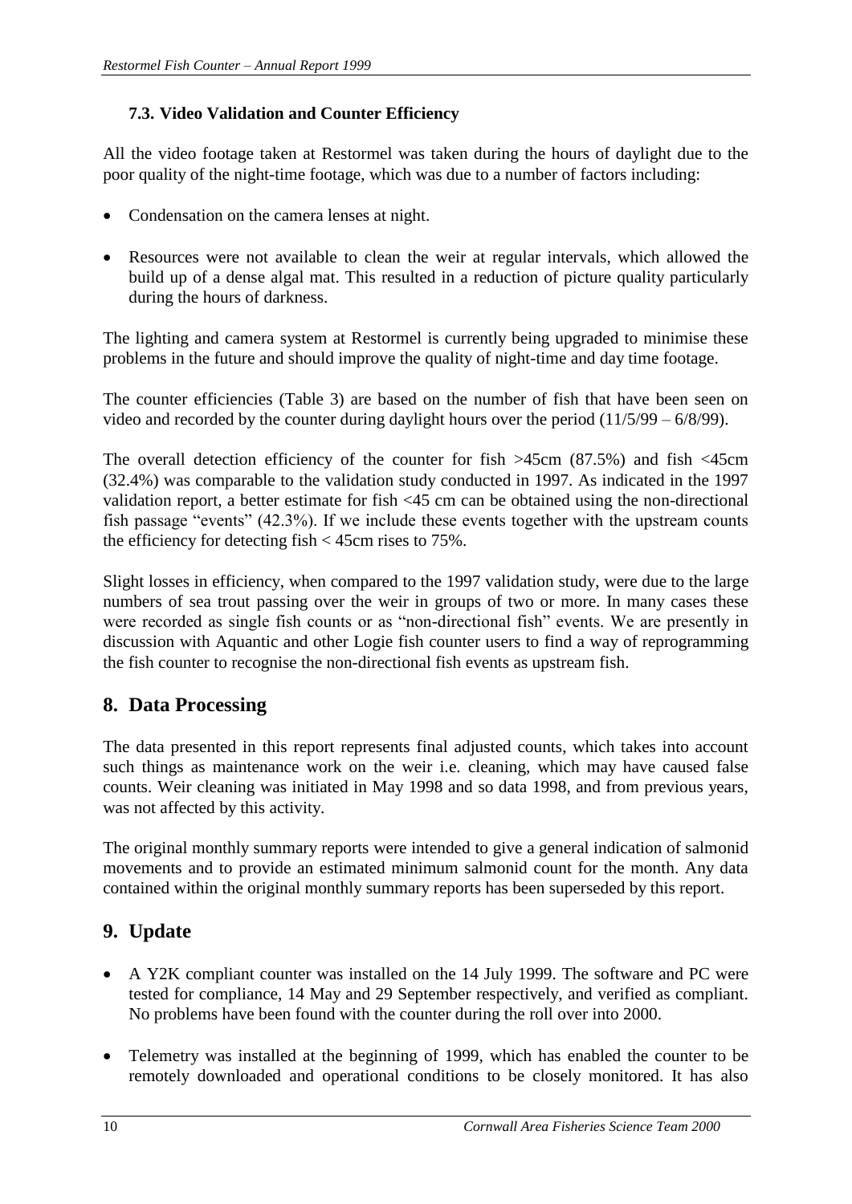### 7.3. Video Validation and Counter Efficiency

All the video footage taken at Restormel was taken during the hours of daylight due to the poor quality of the night-time footage, which was due to a number of factors including:

- Condensation on the camera lenses at night.
- Resources were not available to clean the weir at regular intervals, which allowed the build up of a dense algal mat. This resulted in a reduction of picture quality particularly during the hours of darkness.

The lighting and camera system at Restormel is currently being upgraded to minimise these problems in the future and should improve the quality of night-time and day time footage.

The counter efficiencies (Table 3) are based on the number of fish that have been seen on video and recorded by the counter during daylight hours over the period (11/5/99 – 6/8/99).

The overall detection efficiency of the counter for fish >45cm (87.5%) and fish <45cm (32.4%) was comparable to the validation study conducted in 1997. As indicated in the 1997 validation report, a better estimate for fish <45 cm can be obtained using the non-directional fish passage "events" (42.3%). If we include these events together with the upstream counts the efficiency for detecting fish < 45cm rises to 75%.

Slight losses in efficiency, when compared to the 1997 validation study, were due to the large numbers of sea trout passing over the weir in groups of two or more. In many cases these were recorded as single fish counts or as "non-directional fish" events. We are presently in discussion with Aquantic and other Logie fish counter users to find a way of reprogramming the fish counter to recognise the non-directional fish events as upstream fish.

## 8. Data Processing

The data presented in this report represents final adjusted counts, which takes into account such things as maintenance work on the weir i.e. cleaning, which may have caused false counts. Weir cleaning was initiated in May 1998 and so data 1998, and from previous years, was not affected by this activity.

The original monthly summary reports were intended to give a general indication of salmonid movements and to provide an estimated minimum salmonid count for the month. Any data contained within the original monthly summary reports has been superseded by this report.

## 9. Update

- A Y2K compliant counter was installed on the 14 July 1999. The software and PC were tested for compliance, 14 May and 29 September respectively, and verified as compliant. No problems have been found with the counter during the roll over into 2000.
- Telemetry was installed at the beginning of 1999, which has enabled the counter to be remotely downloaded and operational conditions to be closely monitored. It has also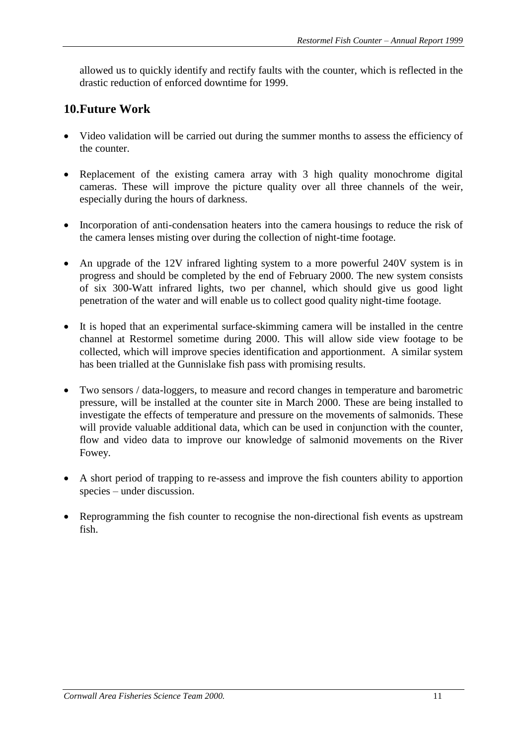allowed us to quickly identify and rectify faults with the counter, which is reflected in the drastic reduction of enforced downtime for 1999.

## 10. Future Work

- Video validation will be carried out during the summer months to assess the efficiency of the counter.

- Replacement of the existing camera array with 3 high quality monochrome digital cameras. These will improve the picture quality over all three channels of the weir, especially during the hours of darkness.

- Incorporation of anti-condensation heaters into the camera housings to reduce the risk of the camera lenses misting over during the collection of night-time footage.

- An upgrade of the 12V infrared lighting system to a more powerful 240V system is in progress and should be completed by the end of February 2000. The new system consists of six 300-Watt infrared lights, two per channel, which should give us good light penetration of the water and will enable us to collect good quality night-time footage.

- It is hoped that an experimental surface-skimming camera will be installed in the centre channel at Restormel sometime during 2000. This will allow side view footage to be collected, which will improve species identification and apportionment. A similar system has been trialled at the Gunnislake fish pass with promising results.

- Two sensors / data-loggers, to measure and record changes in temperature and barometric pressure, will be installed at the counter site in March 2000. These are being installed to investigate the effects of temperature and pressure on the movements of salmonids. These will provide valuable additional data, which can be used in conjunction with the counter, flow and video data to improve our knowledge of salmonid movements on the River Fowey.

- A short period of trapping to re-assess and improve the fish counters ability to apportion species – under discussion.

- Reprogramming the fish counter to recognise the non-directional fish events as upstream fish.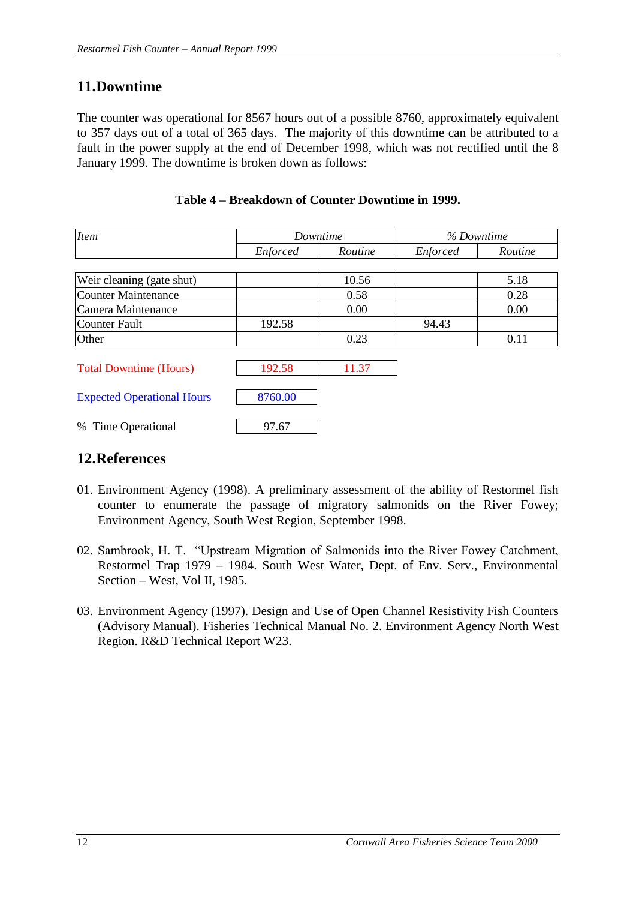## 11. Downtime

The counter was operational for 8567 hours out of a possible 8760, approximately equivalent to 357 days out of a total of 365 days. The majority of this downtime can be attributed to a fault in the power supply at the end of December 1998, which was not rectified until the 8 January 1999. The downtime is broken down as follows:

**Table 4 – Breakdown of Counter Downtime in 1999.**

| *Item* | *Downtime* | | *% Downtime* | |
|---|---|---|---|---|
| | *Enforced* | *Routine* | *Enforced* | *Routine* |
| Weir cleaning (gate shut) | | 10.56 | | 5.18 |
| Counter Maintenance | | 0.58 | | 0.28 |
| Camera Maintenance | | 0.00 | | 0.00 |
| Counter Fault | 192.58 | | 94.43 | |
| Other | | 0.23 | | 0.11 |
| Total Downtime (Hours) | 192.58 | 11.37 | | |
| Expected Operational Hours | 8760.00 | | | |
| % Time Operational | 97.67 | | | |

## 12. References

01. Environment Agency (1998). A preliminary assessment of the ability of Restormel fish counter to enumerate the passage of migratory salmonids on the River Fowey; Environment Agency, South West Region, September 1998.

02. Sambrook, H. T. "Upstream Migration of Salmonids into the River Fowey Catchment, Restormel Trap 1979 – 1984. South West Water, Dept. of Env. Serv., Environmental Section – West, Vol II, 1985.

03. Environment Agency (1997). Design and Use of Open Channel Resistivity Fish Counters (Advisory Manual). Fisheries Technical Manual No. 2. Environment Agency North West Region. R&D Technical Report W23.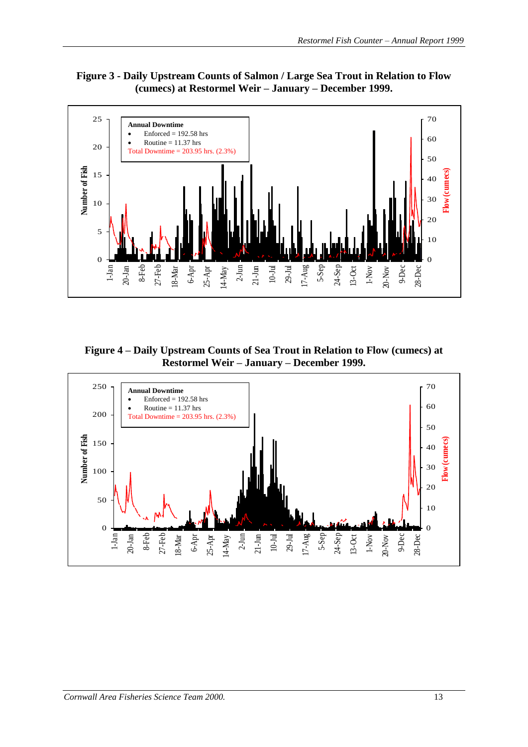**Figure 3 - Daily Upstream Counts of Salmon / Large Sea Trout in Relation to Flow (cumecs) at Restormel Weir – January – December 1999.**

**Annual Downtime**
- Enforced = 192.58 hrs
- Routine = 11.37 hrs

Total Downtime = 203.95 hrs. (2.3%)

**Figure 4 – Daily Upstream Counts of Sea Trout in Relation to Flow (cumecs) at Restormel Weir – January – December 1999.**

**Annual Downtime**
- Enforced = 192.58 hrs
- Routine = 11.37 hrs

Total Downtime = 203.95 hrs. (2.3%)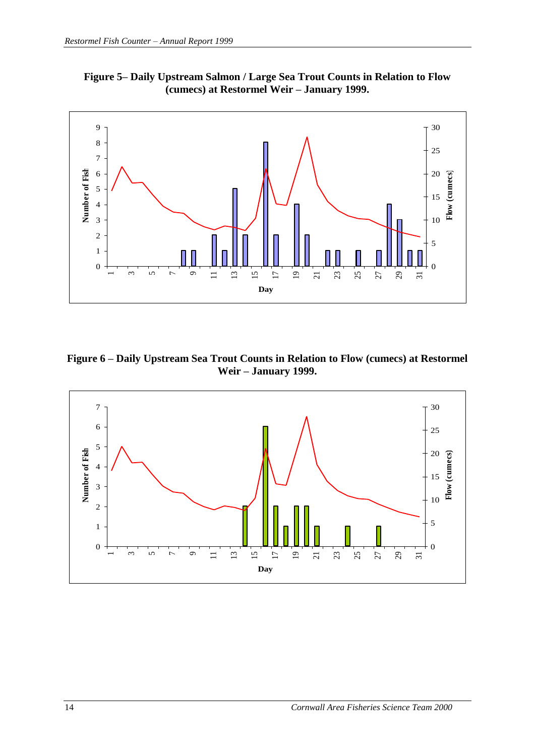**Figure 5– Daily Upstream Salmon / Large Sea Trout Counts in Relation to Flow (cumecs) at Restormel Weir – January 1999.**

**Figure 6 – Daily Upstream Sea Trout Counts in Relation to Flow (cumecs) at Restormel Weir – January 1999.**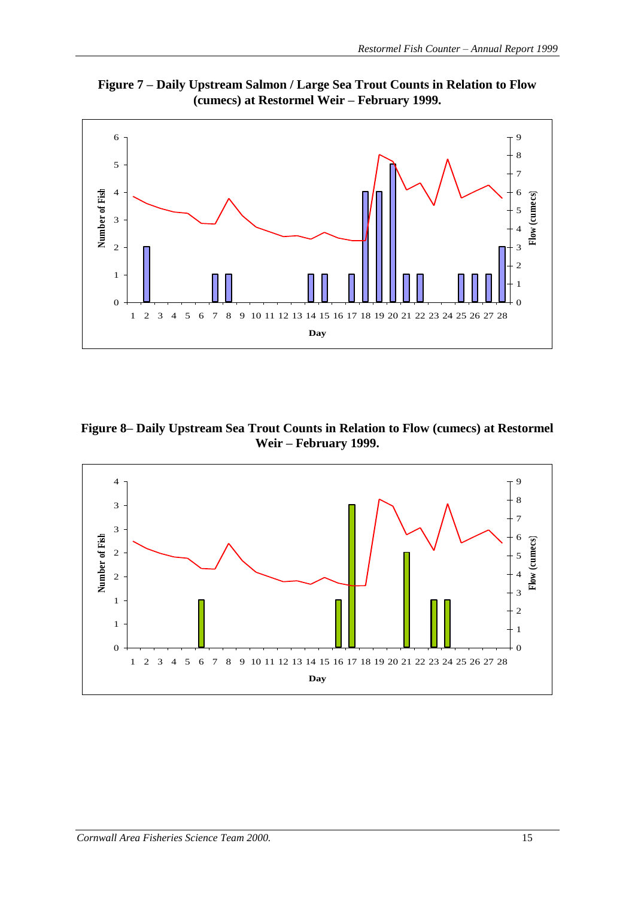**Figure 7 – Daily Upstream Salmon / Large Sea Trout Counts in Relation to Flow (cumecs) at Restormel Weir – February 1999.**

**Figure 8– Daily Upstream Sea Trout Counts in Relation to Flow (cumecs) at Restormel Weir – February 1999.**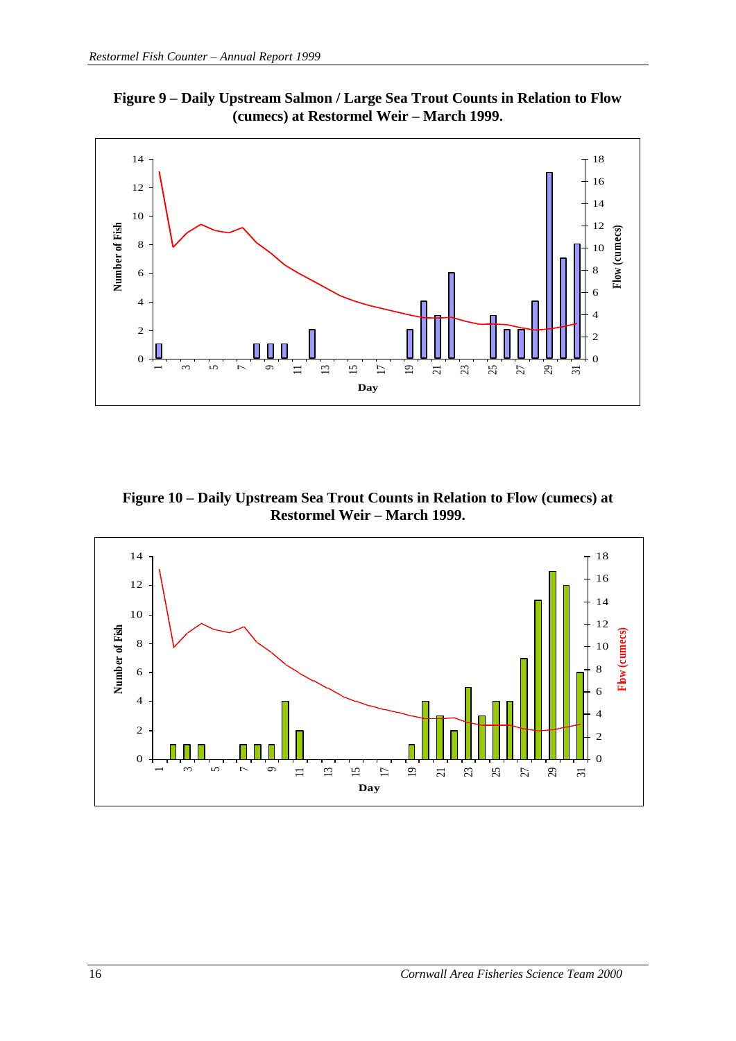**Figure 9 – Daily Upstream Salmon / Large Sea Trout Counts in Relation to Flow (cumecs) at Restormel Weir – March 1999.**

**Figure 10 – Daily Upstream Sea Trout Counts in Relation to Flow (cumecs) at Restormel Weir – March 1999.**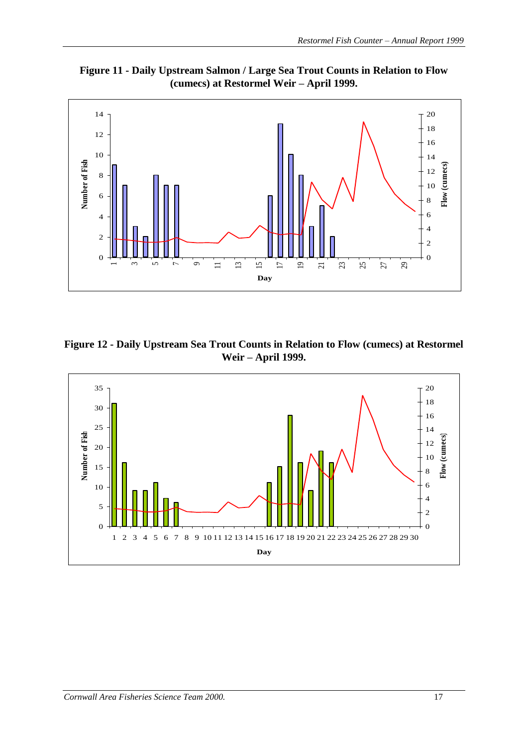**Figure 11 - Daily Upstream Salmon / Large Sea Trout Counts in Relation to Flow (cumecs) at Restormel Weir – April 1999.**

**Figure 12 - Daily Upstream Sea Trout Counts in Relation to Flow (cumecs) at Restormel Weir – April 1999.**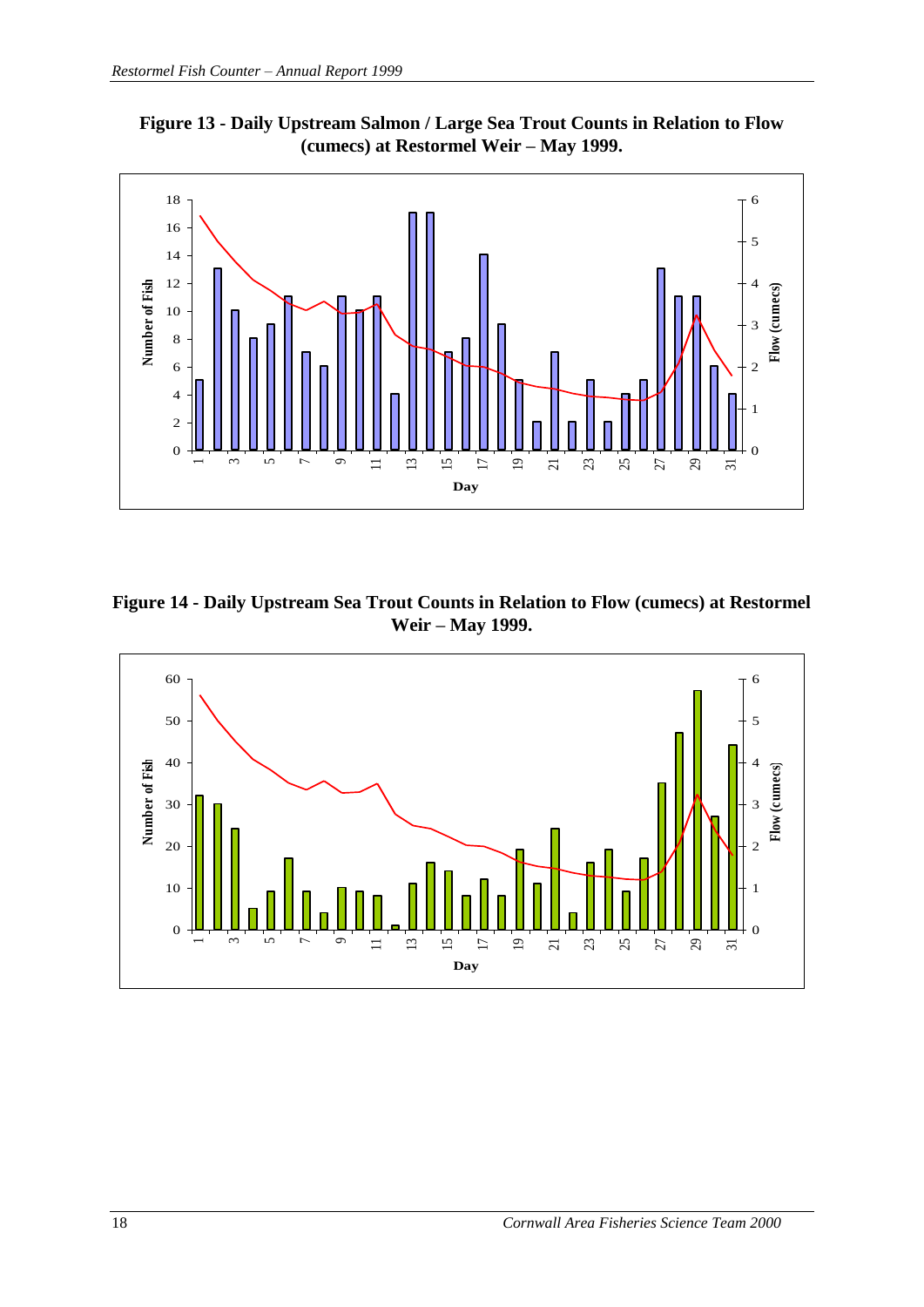**Figure 13 - Daily Upstream Salmon / Large Sea Trout Counts in Relation to Flow (cumecs) at Restormel Weir – May 1999.**

**Figure 14 - Daily Upstream Sea Trout Counts in Relation to Flow (cumecs) at Restormel Weir – May 1999.**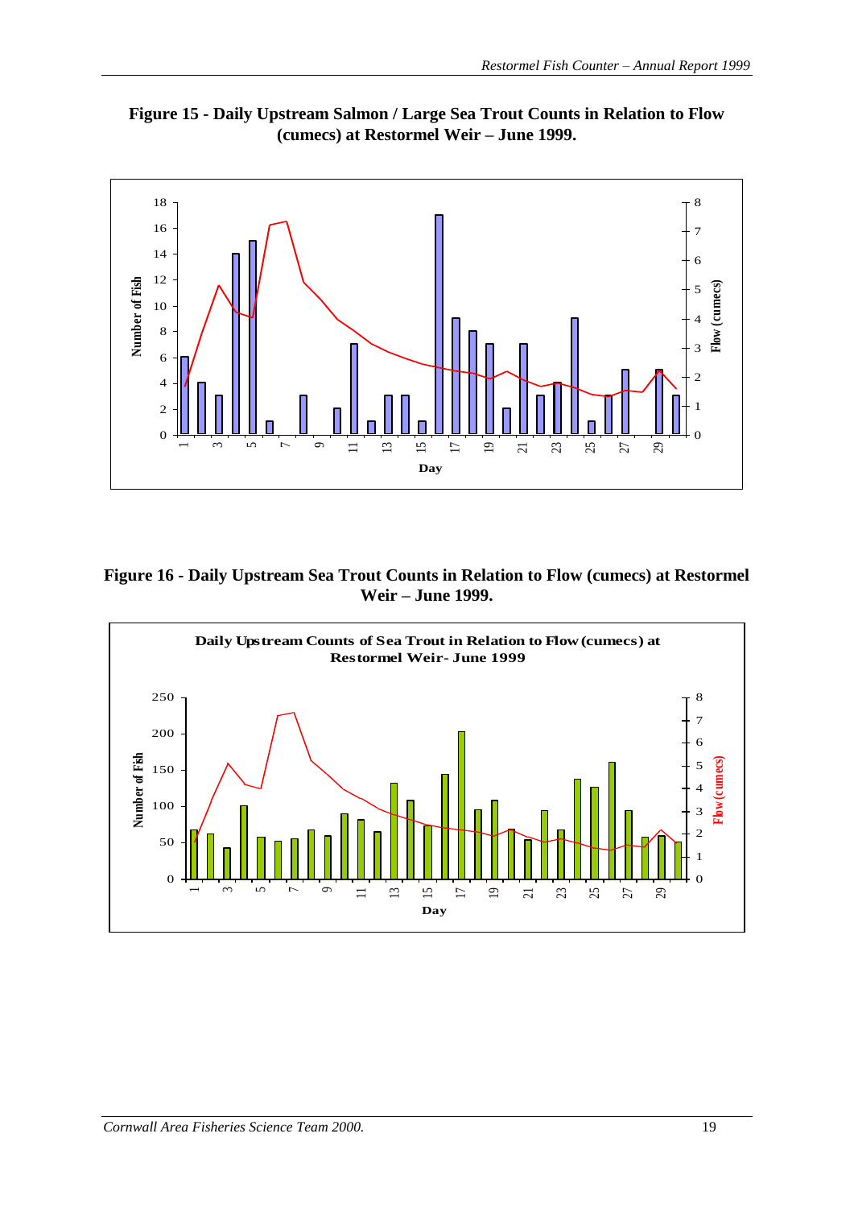**Figure 15 - Daily Upstream Salmon / Large Sea Trout Counts in Relation to Flow (cumecs) at Restormel Weir – June 1999.**

**Figure 16 - Daily Upstream Sea Trout Counts in Relation to Flow (cumecs) at Restormel Weir – June 1999.**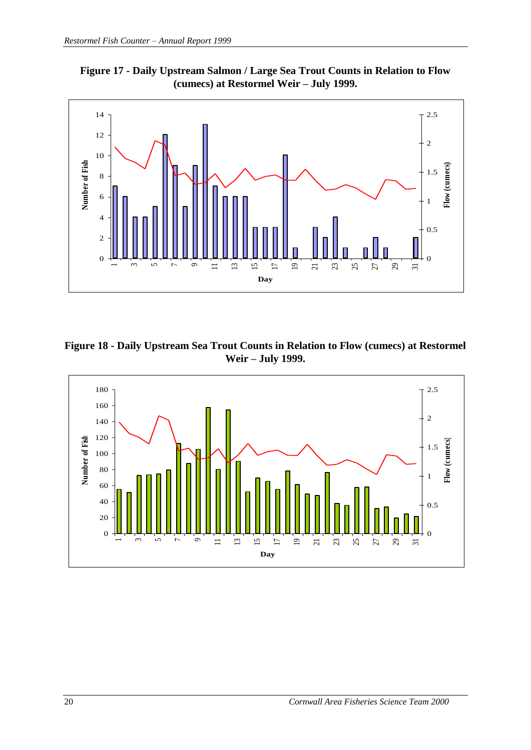**Figure 17 - Daily Upstream Salmon / Large Sea Trout Counts in Relation to Flow (cumecs) at Restormel Weir – July 1999.**

**Figure 18 - Daily Upstream Sea Trout Counts in Relation to Flow (cumecs) at Restormel Weir – July 1999.**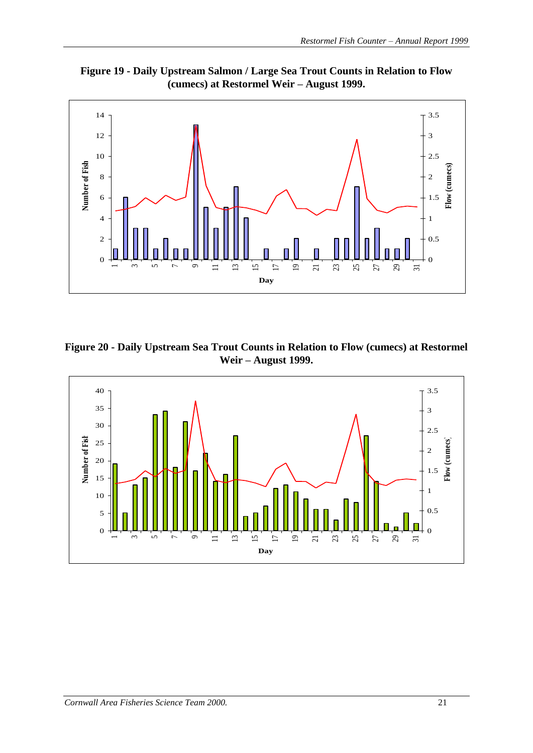**Figure 19 - Daily Upstream Salmon / Large Sea Trout Counts in Relation to Flow (cumecs) at Restormel Weir – August 1999.**

**Figure 20 - Daily Upstream Sea Trout Counts in Relation to Flow (cumecs) at Restormel Weir – August 1999.**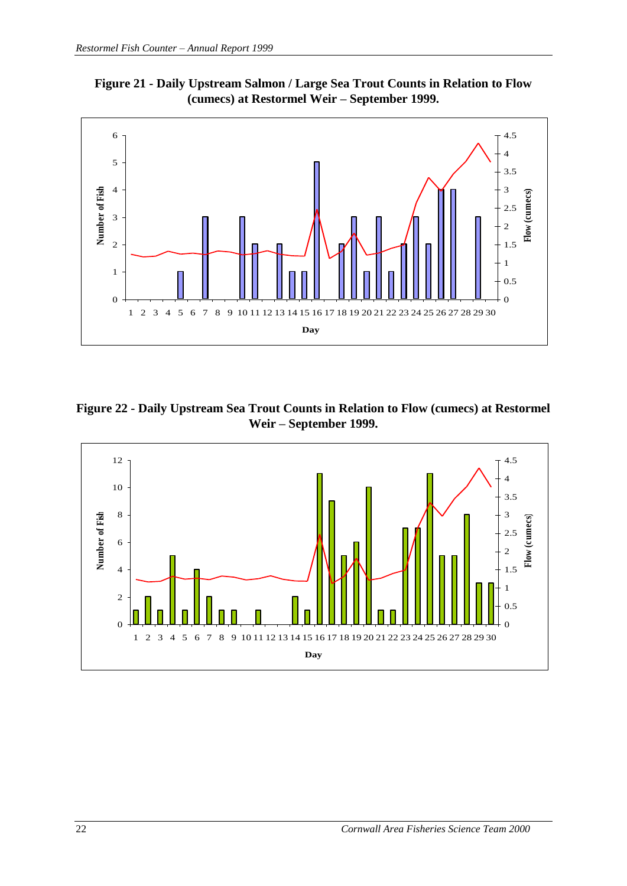**Figure 21 - Daily Upstream Salmon / Large Sea Trout Counts in Relation to Flow (cumecs) at Restormel Weir – September 1999.**

**Figure 22 - Daily Upstream Sea Trout Counts in Relation to Flow (cumecs) at Restormel Weir – September 1999.**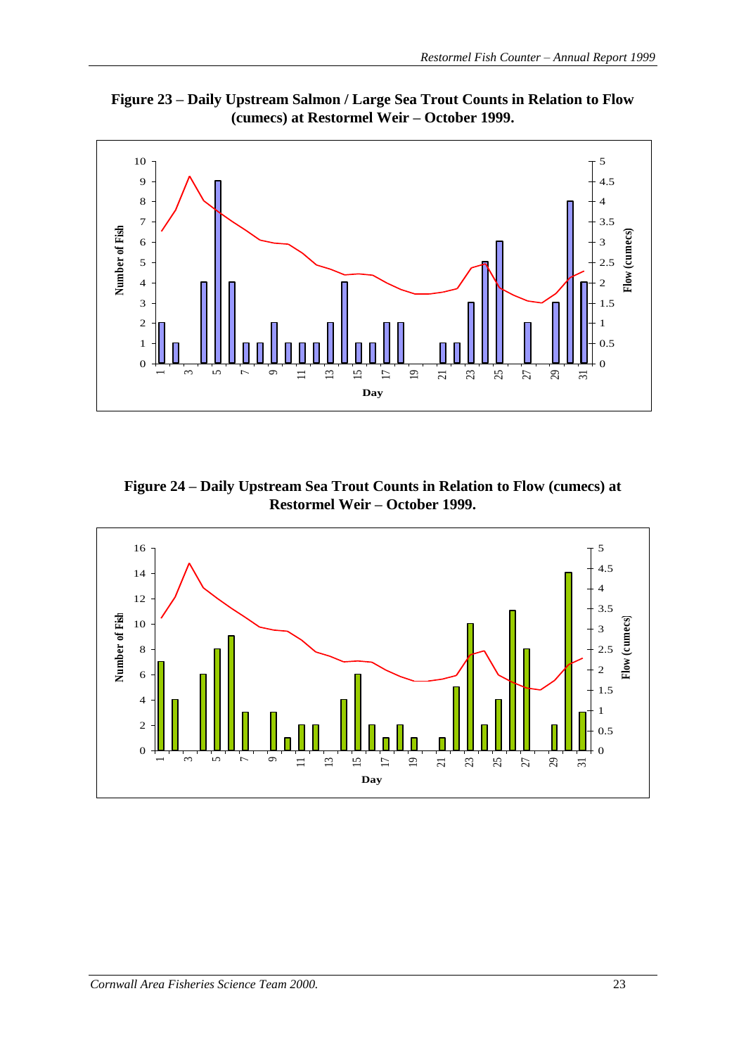**Figure 23 – Daily Upstream Salmon / Large Sea Trout Counts in Relation to Flow (cumecs) at Restormel Weir – October 1999.**

**Figure 24 – Daily Upstream Sea Trout Counts in Relation to Flow (cumecs) at Restormel Weir – October 1999.**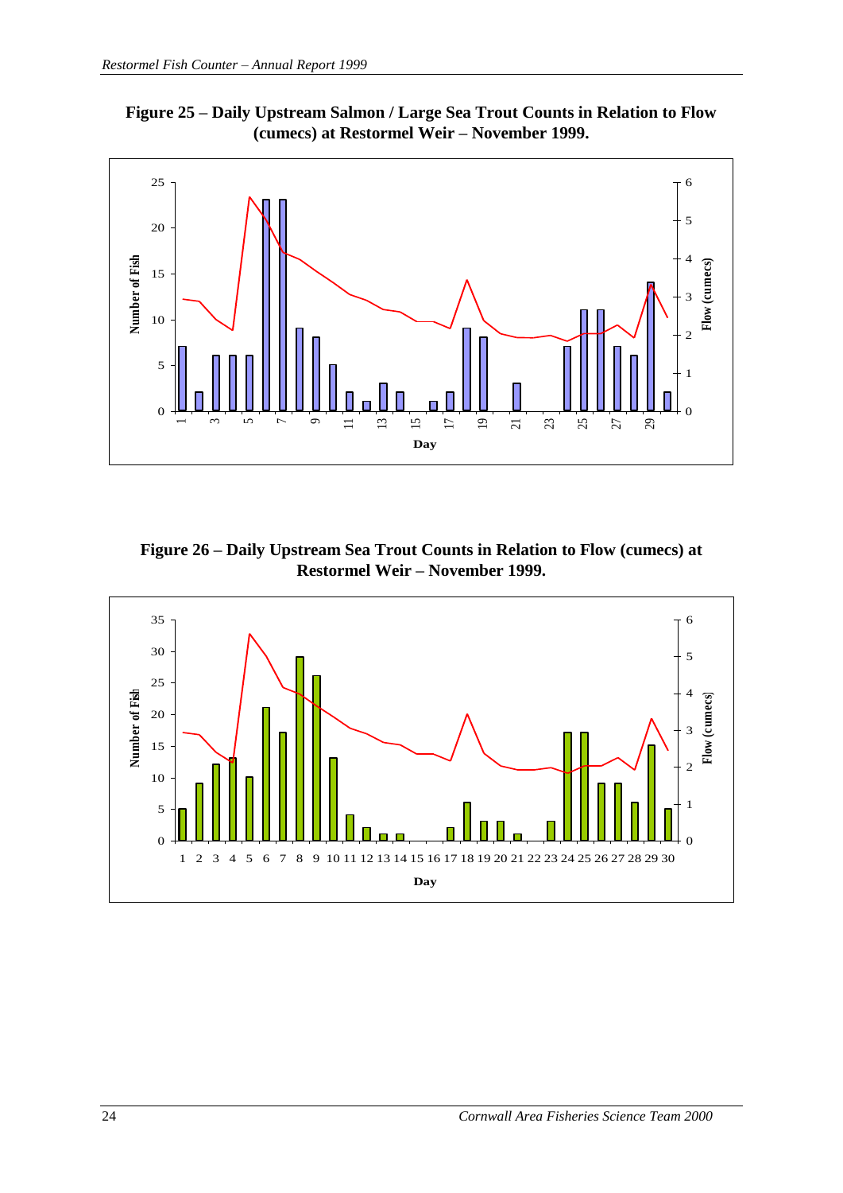**Figure 25 – Daily Upstream Salmon / Large Sea Trout Counts in Relation to Flow (cumecs) at Restormel Weir – November 1999.**

**Figure 26 – Daily Upstream Sea Trout Counts in Relation to Flow (cumecs) at Restormel Weir – November 1999.**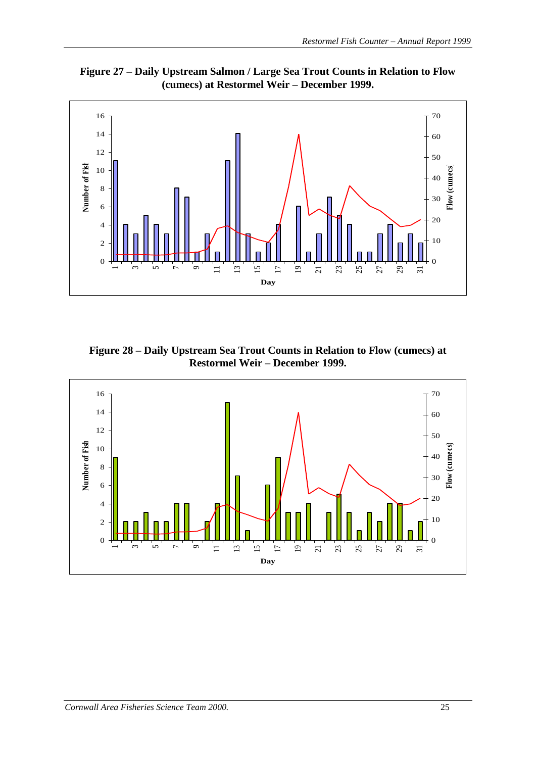**Figure 27 – Daily Upstream Salmon / Large Sea Trout Counts in Relation to Flow (cumecs) at Restormel Weir – December 1999.**

**Figure 28 – Daily Upstream Sea Trout Counts in Relation to Flow (cumecs) at Restormel Weir – December 1999.**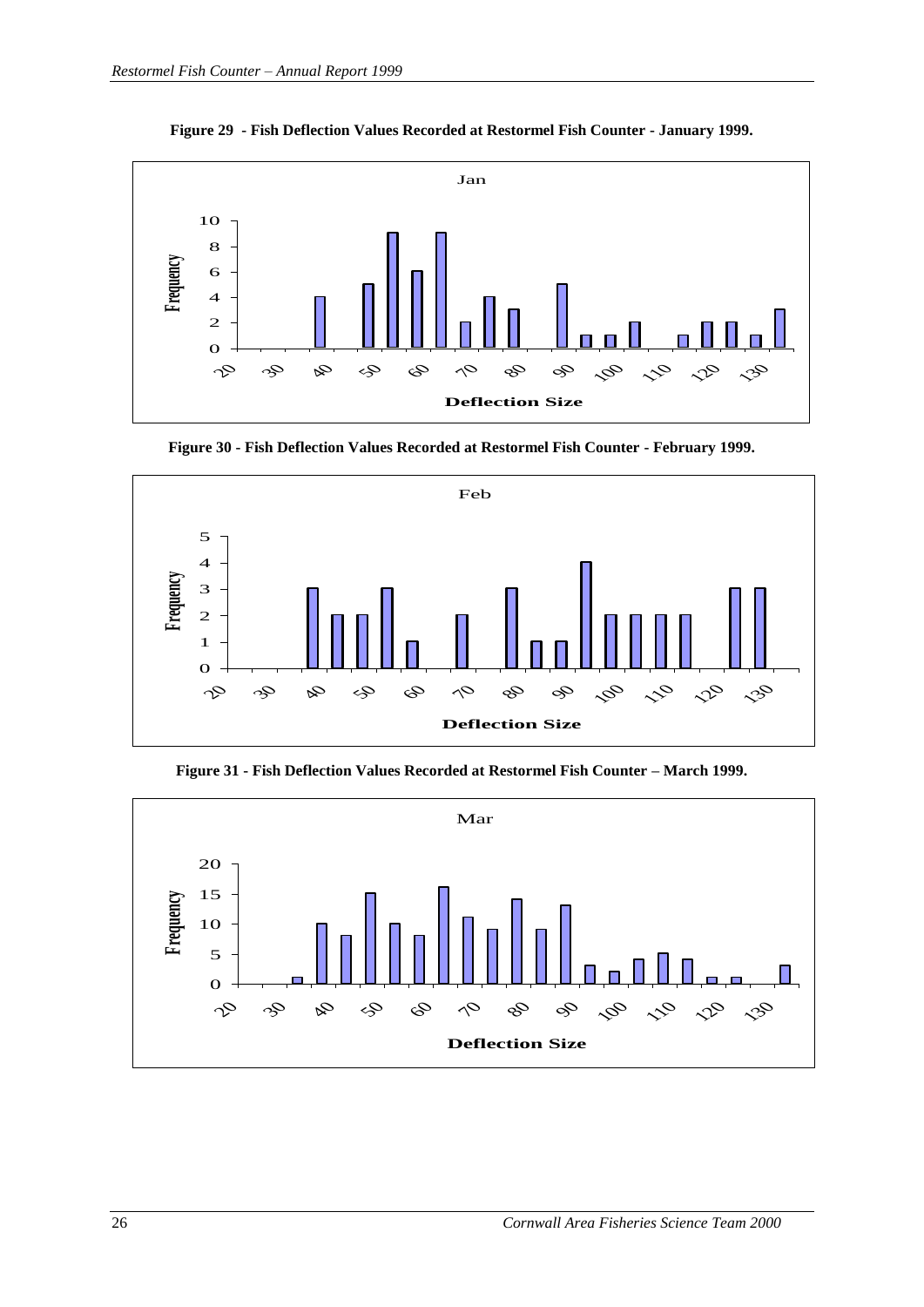**Figure 29 - Fish Deflection Values Recorded at Restormel Fish Counter - January 1999.**

**Figure 30 - Fish Deflection Values Recorded at Restormel Fish Counter - February 1999.**

**Figure 31 - Fish Deflection Values Recorded at Restormel Fish Counter – March 1999.**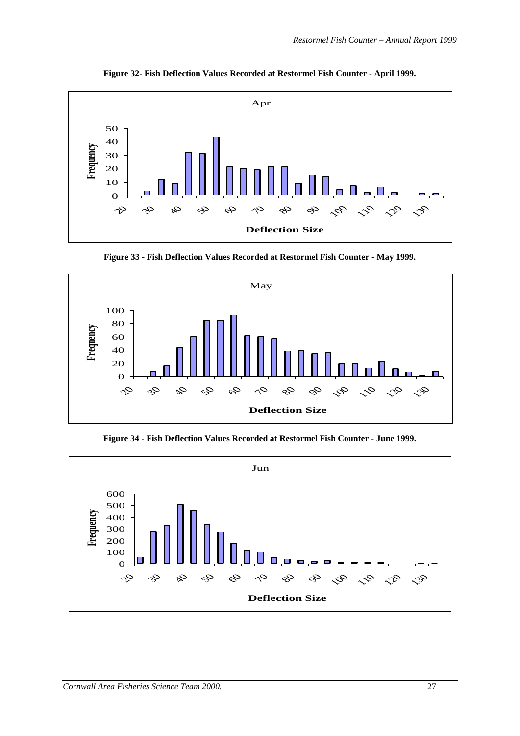**Figure 32- Fish Deflection Values Recorded at Restormel Fish Counter - April 1999.**

**Figure 33 - Fish Deflection Values Recorded at Restormel Fish Counter - May 1999.**

**Figure 34 - Fish Deflection Values Recorded at Restormel Fish Counter - June 1999.**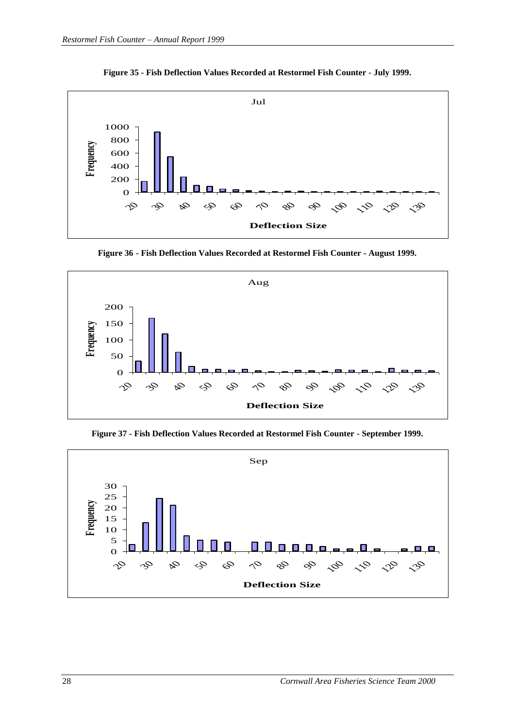**Figure 35 - Fish Deflection Values Recorded at Restormel Fish Counter - July 1999.**

Jul

Frequency

Deflection Size

**Figure 36 - Fish Deflection Values Recorded at Restormel Fish Counter - August 1999.**

Aug

Frequency

Deflection Size

**Figure 37 - Fish Deflection Values Recorded at Restormel Fish Counter - September 1999.**

Sep

Frequency

Deflection Size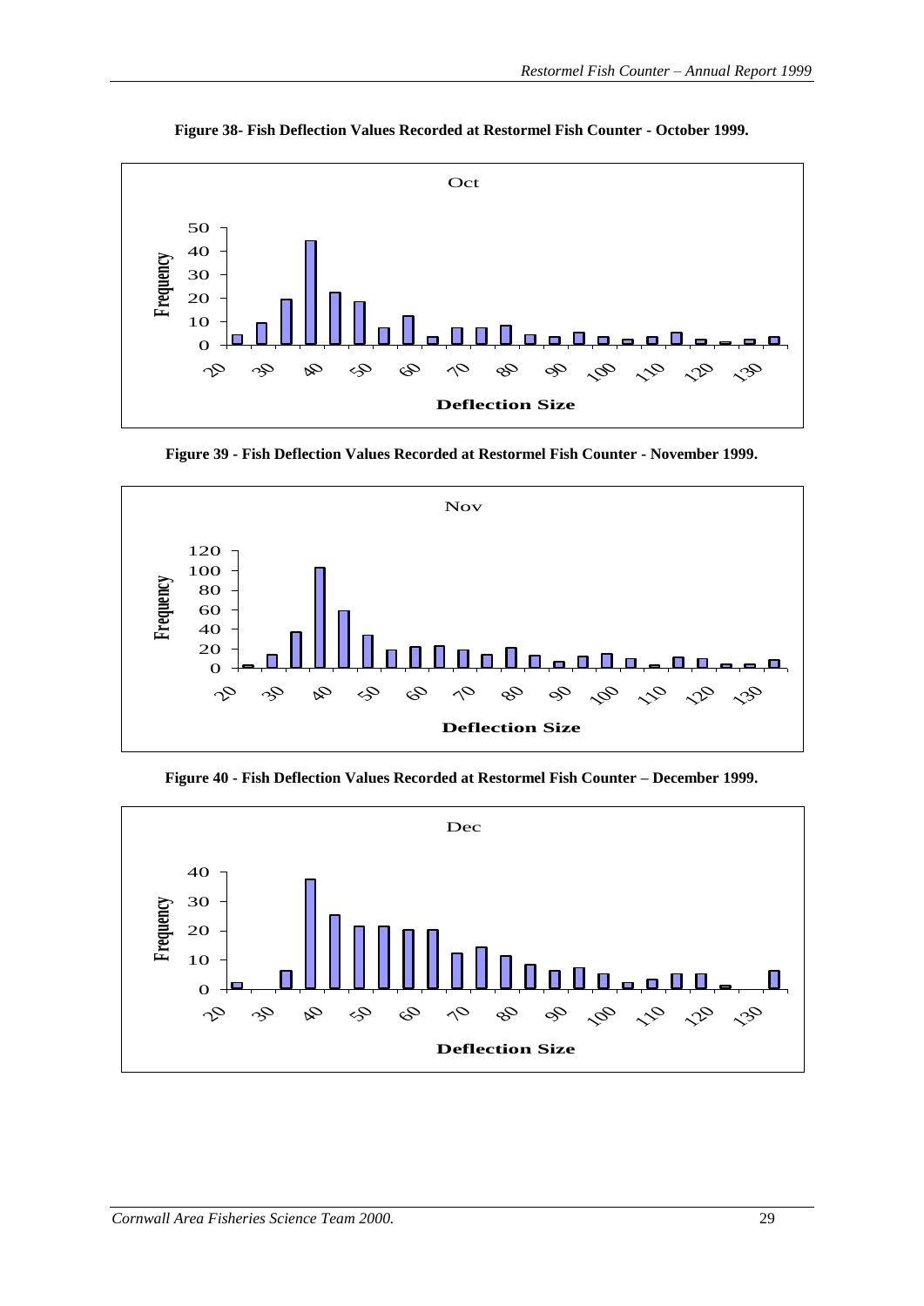**Figure 38- Fish Deflection Values Recorded at Restormel Fish Counter - October 1999.**

**Figure 39 - Fish Deflection Values Recorded at Restormel Fish Counter - November 1999.**

**Figure 40 - Fish Deflection Values Recorded at Restormel Fish Counter – December 1999.**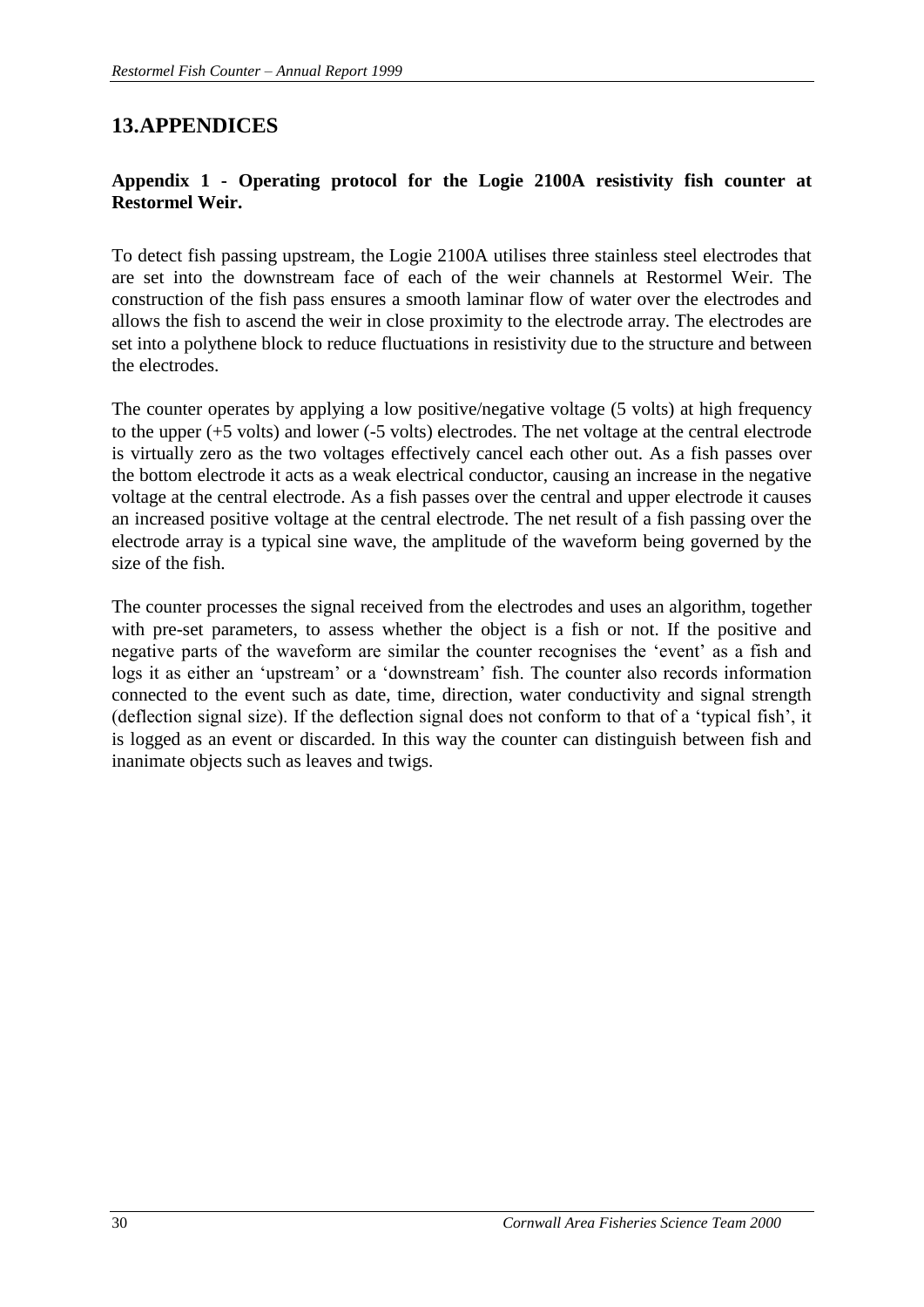# 13. APPENDICES

**Appendix 1 - Operating protocol for the Logie 2100A resistivity fish counter at Restormel Weir.**

To detect fish passing upstream, the Logie 2100A utilises three stainless steel electrodes that are set into the downstream face of each of the weir channels at Restormel Weir. The construction of the fish pass ensures a smooth laminar flow of water over the electrodes and allows the fish to ascend the weir in close proximity to the electrode array. The electrodes are set into a polythene block to reduce fluctuations in resistivity due to the structure and between the electrodes.

The counter operates by applying a low positive/negative voltage (5 volts) at high frequency to the upper (+5 volts) and lower (-5 volts) electrodes. The net voltage at the central electrode is virtually zero as the two voltages effectively cancel each other out. As a fish passes over the bottom electrode it acts as a weak electrical conductor, causing an increase in the negative voltage at the central electrode. As a fish passes over the central and upper electrode it causes an increased positive voltage at the central electrode. The net result of a fish passing over the electrode array is a typical sine wave, the amplitude of the waveform being governed by the size of the fish.

The counter processes the signal received from the electrodes and uses an algorithm, together with pre-set parameters, to assess whether the object is a fish or not. If the positive and negative parts of the waveform are similar the counter recognises the 'event' as a fish and logs it as either an 'upstream' or a 'downstream' fish. The counter also records information connected to the event such as date, time, direction, water conductivity and signal strength (deflection signal size). If the deflection signal does not conform to that of a 'typical fish', it is logged as an event or discarded. In this way the counter can distinguish between fish and inanimate objects such as leaves and twigs.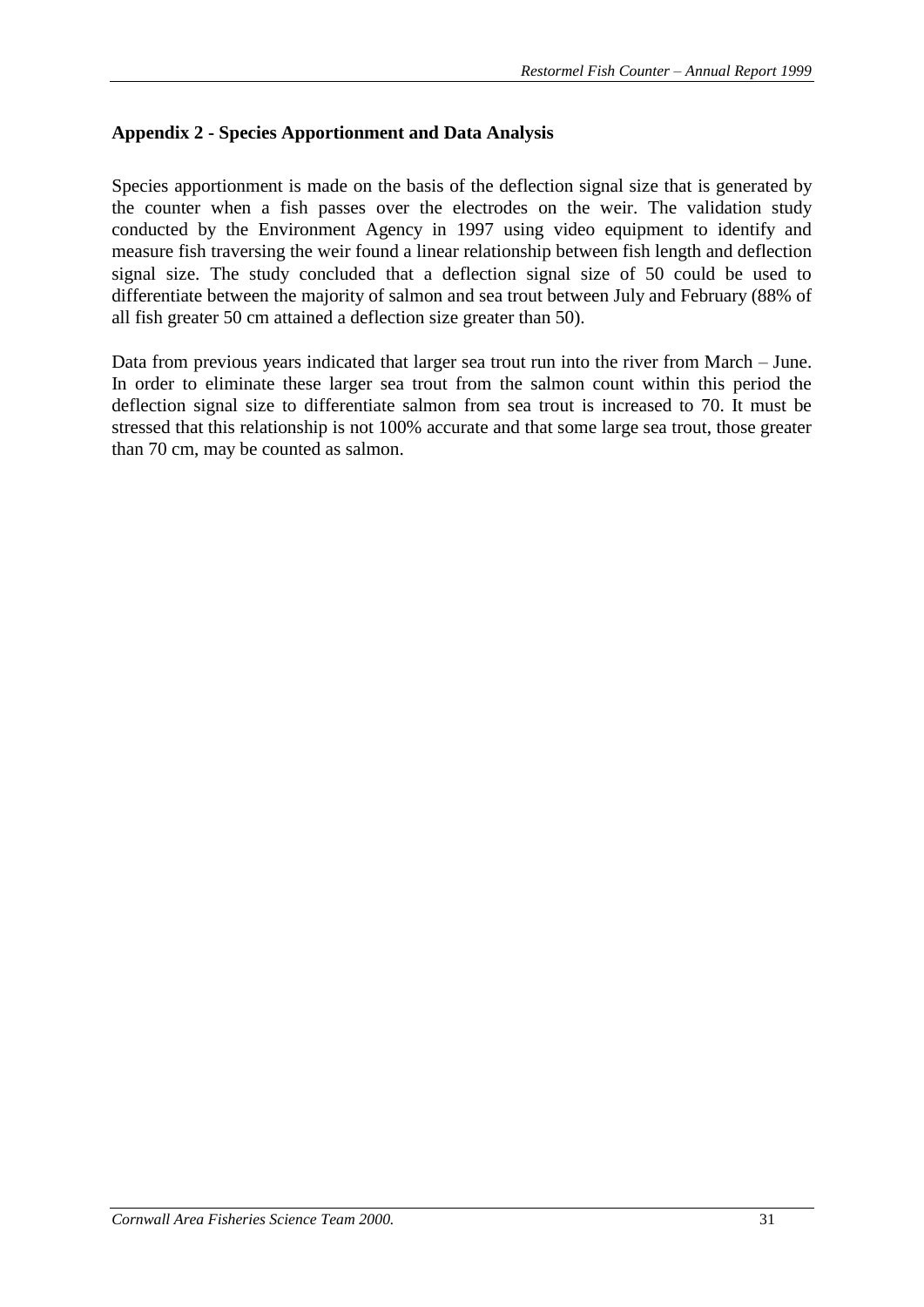## Appendix 2 - Species Apportionment and Data Analysis

Species apportionment is made on the basis of the deflection signal size that is generated by the counter when a fish passes over the electrodes on the weir. The validation study conducted by the Environment Agency in 1997 using video equipment to identify and measure fish traversing the weir found a linear relationship between fish length and deflection signal size. The study concluded that a deflection signal size of 50 could be used to differentiate between the majority of salmon and sea trout between July and February (88% of all fish greater 50 cm attained a deflection size greater than 50).

Data from previous years indicated that larger sea trout run into the river from March – June. In order to eliminate these larger sea trout from the salmon count within this period the deflection signal size to differentiate salmon from sea trout is increased to 70. It must be stressed that this relationship is not 100% accurate and that some large sea trout, those greater than 70 cm, may be counted as salmon.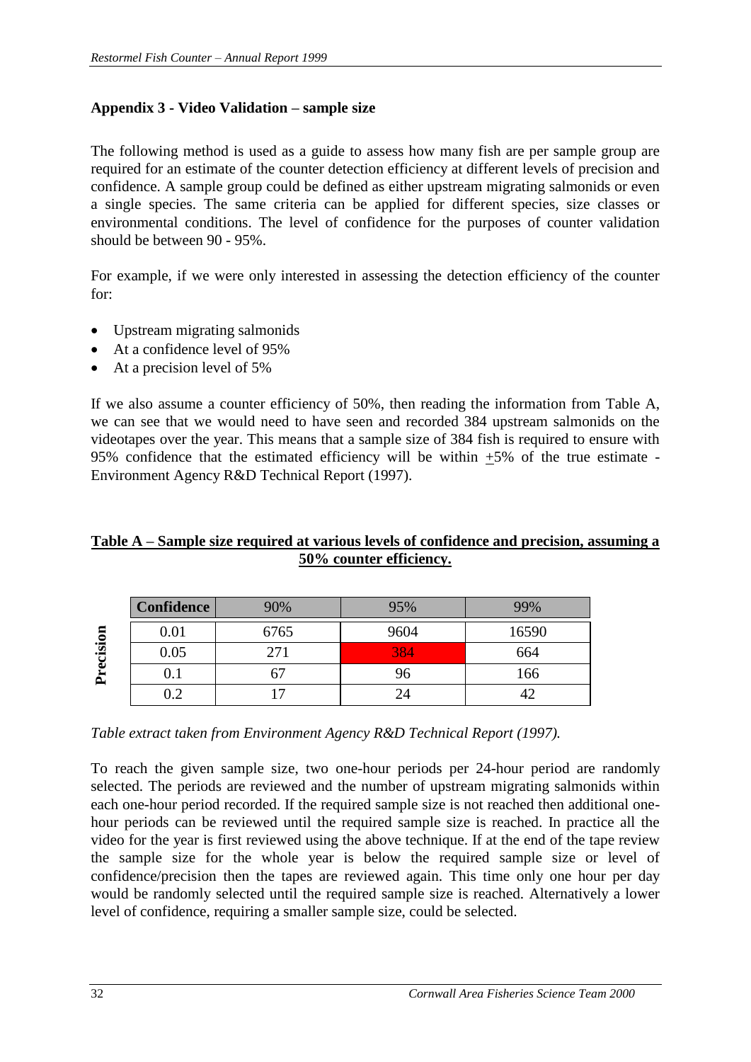## Appendix 3 - Video Validation – sample size

The following method is used as a guide to assess how many fish are per sample group are required for an estimate of the counter detection efficiency at different levels of precision and confidence. A sample group could be defined as either upstream migrating salmonids or even a single species. The same criteria can be applied for different species, size classes or environmental conditions. The level of confidence for the purposes of counter validation should be between 90 - 95%.

For example, if we were only interested in assessing the detection efficiency of the counter for:

- Upstream migrating salmonids
- At a confidence level of 95%
- At a precision level of 5%

If we also assume a counter efficiency of 50%, then reading the information from Table A, we can see that we would need to have seen and recorded 384 upstream salmonids on the videotapes over the year. This means that a sample size of 384 fish is required to ensure with 95% confidence that the estimated efficiency will be within ±5% of the true estimate - Environment Agency R&D Technical Report (1997).

**Table A – Sample size required at various levels of confidence and precision, assuming a 50% counter efficiency.**

| Precision \ Confidence | 90% | 95% | 99% |
|---|---|---|---|
| 0.01 | 6765 | 9604 | 16590 |
| 0.05 | 271 | 384 | 664 |
| 0.1 | 67 | 96 | 166 |
| 0.2 | 17 | 24 | 42 |

*Table extract taken from Environment Agency R&D Technical Report (1997).*

To reach the given sample size, two one-hour periods per 24-hour period are randomly selected. The periods are reviewed and the number of upstream migrating salmonids within each one-hour period recorded. If the required sample size is not reached then additional one-hour periods can be reviewed until the required sample size is reached. In practice all the video for the year is first reviewed using the above technique. If at the end of the tape review the sample size for the whole year is below the required sample size or level of confidence/precision then the tapes are reviewed again. This time only one hour per day would be randomly selected until the required sample size is reached. Alternatively a lower level of confidence, requiring a smaller sample size, could be selected.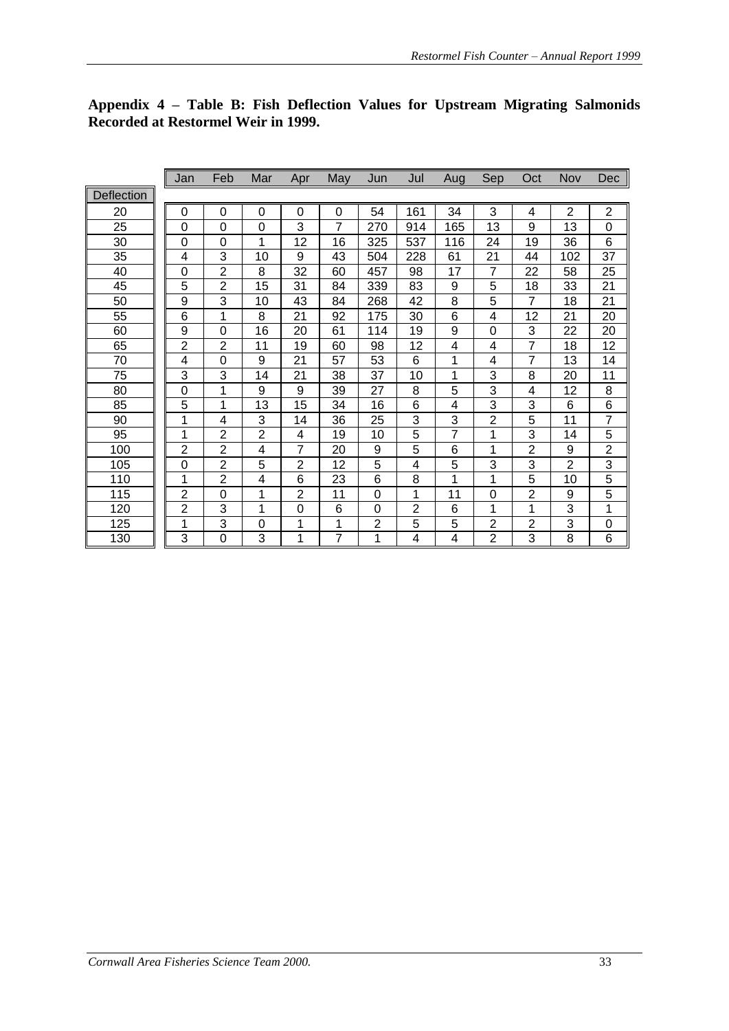**Appendix 4 – Table B: Fish Deflection Values for Upstream Migrating Salmonids Recorded at Restormel Weir in 1999.**

| Deflection | Jan | Feb | Mar | Apr | May | Jun | Jul | Aug | Sep | Oct | Nov | Dec |
|---|---|---|---|---|---|---|---|---|---|---|---|---|
| 20 | 0 | 0 | 0 | 0 | 0 | 54 | 161 | 34 | 3 | 4 | 2 | 2 |
| 25 | 0 | 0 | 0 | 3 | 7 | 270 | 914 | 165 | 13 | 9 | 13 | 0 |
| 30 | 0 | 0 | 1 | 12 | 16 | 325 | 537 | 116 | 24 | 19 | 36 | 6 |
| 35 | 4 | 3 | 10 | 9 | 43 | 504 | 228 | 61 | 21 | 44 | 102 | 37 |
| 40 | 0 | 2 | 8 | 32 | 60 | 457 | 98 | 17 | 7 | 22 | 58 | 25 |
| 45 | 5 | 2 | 15 | 31 | 84 | 339 | 83 | 9 | 5 | 18 | 33 | 21 |
| 50 | 9 | 3 | 10 | 43 | 84 | 268 | 42 | 8 | 5 | 7 | 18 | 21 |
| 55 | 6 | 1 | 8 | 21 | 92 | 175 | 30 | 6 | 4 | 12 | 21 | 20 |
| 60 | 9 | 0 | 16 | 20 | 61 | 114 | 19 | 9 | 0 | 3 | 22 | 20 |
| 65 | 2 | 2 | 11 | 19 | 60 | 98 | 12 | 4 | 4 | 7 | 18 | 12 |
| 70 | 4 | 0 | 9 | 21 | 57 | 53 | 6 | 1 | 4 | 7 | 13 | 14 |
| 75 | 3 | 3 | 14 | 21 | 38 | 37 | 10 | 1 | 3 | 8 | 20 | 11 |
| 80 | 0 | 1 | 9 | 9 | 39 | 27 | 8 | 5 | 3 | 4 | 12 | 8 |
| 85 | 5 | 1 | 13 | 15 | 34 | 16 | 6 | 4 | 3 | 3 | 6 | 6 |
| 90 | 1 | 4 | 3 | 14 | 36 | 25 | 3 | 3 | 2 | 5 | 11 | 7 |
| 95 | 1 | 2 | 2 | 4 | 19 | 10 | 5 | 7 | 1 | 3 | 14 | 5 |
| 100 | 2 | 2 | 4 | 7 | 20 | 9 | 5 | 6 | 1 | 2 | 9 | 2 |
| 105 | 0 | 2 | 5 | 2 | 12 | 5 | 4 | 5 | 3 | 3 | 2 | 3 |
| 110 | 1 | 2 | 4 | 6 | 23 | 6 | 8 | 1 | 1 | 5 | 10 | 5 |
| 115 | 2 | 0 | 1 | 2 | 11 | 0 | 1 | 11 | 0 | 2 | 9 | 5 |
| 120 | 2 | 3 | 1 | 0 | 6 | 0 | 2 | 6 | 1 | 1 | 3 | 1 |
| 125 | 1 | 3 | 0 | 1 | 1 | 2 | 5 | 5 | 2 | 2 | 3 | 0 |
| 130 | 3 | 0 | 3 | 1 | 7 | 1 | 4 | 4 | 2 | 3 | 8 | 6 |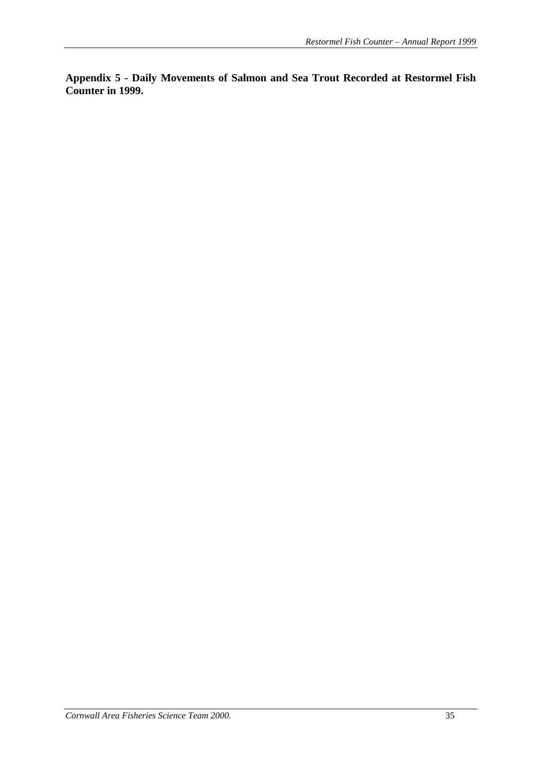**Appendix 5 - Daily Movements of Salmon and Sea Trout Recorded at Restormel Fish Counter in 1999.**